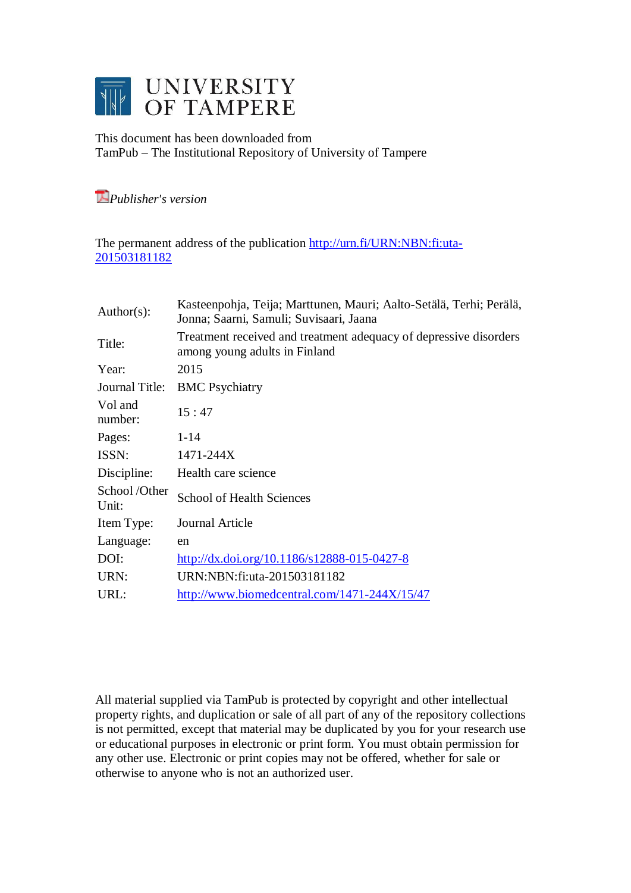# UNIVERSITY OF TAMPERE

This document has been downloaded from
TamPub – The Institutional Repository of University of Tampere

*Publisher's version*

The permanent address of the publication http://urn.fi/URN:NBN:fi:uta-201503181182

| | |
|---|---|
| Author(s): | Kasteenpohja, Teija; Marttunen, Mauri; Aalto-Setälä, Terhi; Perälä, Jonna; Saarni, Samuli; Suvisaari, Jaana |
| Title: | Treatment received and treatment adequacy of depressive disorders among young adults in Finland |
| Year: | 2015 |
| Journal Title: | BMC Psychiatry |
| Vol and number: | 15 : 47 |
| Pages: | 1-14 |
| ISSN: | 1471-244X |
| Discipline: | Health care science |
| School /Other Unit: | School of Health Sciences |
| Item Type: | Journal Article |
| Language: | en |
| DOI: | http://dx.doi.org/10.1186/s12888-015-0427-8 |
| URN: | URN:NBN:fi:uta-201503181182 |
| URL: | http://www.biomedcentral.com/1471-244X/15/47 |

All material supplied via TamPub is protected by copyright and other intellectual property rights, and duplication or sale of all part of any of the repository collections is not permitted, except that material may be duplicated by you for your research use or educational purposes in electronic or print form. You must obtain permission for any other use. Electronic or print copies may not be offered, whether for sale or otherwise to anyone who is not an authorized user.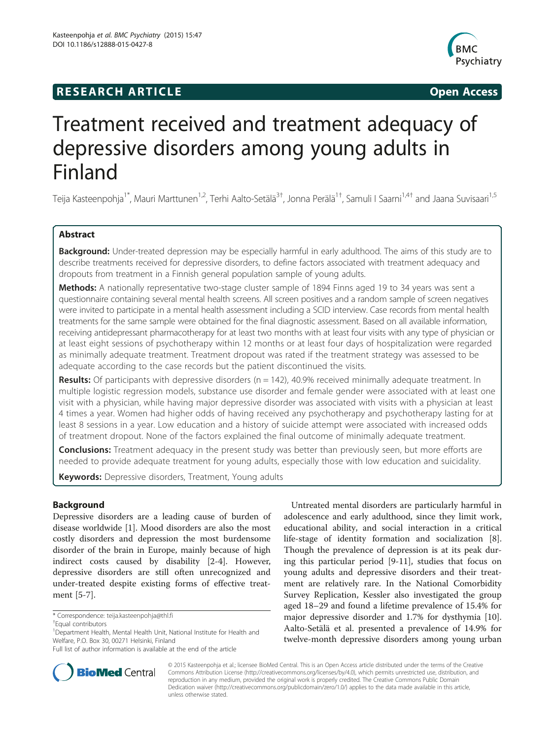# Treatment received and treatment adequacy of depressive disorders among young adults in Finland

Teija Kasteenpohja[1*], Mauri Marttunen[1,2], Terhi Aalto-Setälä[3†], Jonna Perälä[1†], Samuli I Saarni[1,4†] and Jaana Suvisaari[1,5]

## Abstract

**Background:** Under-treated depression may be especially harmful in early adulthood. The aims of this study are to describe treatments received for depressive disorders, to define factors associated with treatment adequacy and dropouts from treatment in a Finnish general population sample of young adults.

**Methods:** A nationally representative two-stage cluster sample of 1894 Finns aged 19 to 34 years was sent a questionnaire containing several mental health screens. All screen positives and a random sample of screen negatives were invited to participate in a mental health assessment including a SCID interview. Case records from mental health treatments for the same sample were obtained for the final diagnostic assessment. Based on all available information, receiving antidepressant pharmacotherapy for at least two months with at least four visits with any type of physician or at least eight sessions of psychotherapy within 12 months or at least four days of hospitalization were regarded as minimally adequate treatment. Treatment dropout was rated if the treatment strategy was assessed to be adequate according to the case records but the patient discontinued the visits.

**Results:** Of participants with depressive disorders (n = 142), 40.9% received minimally adequate treatment. In multiple logistic regression models, substance use disorder and female gender were associated with at least one visit with a physician, while having major depressive disorder was associated with visits with a physician at least 4 times a year. Women had higher odds of having received any psychotherapy and psychotherapy lasting for at least 8 sessions in a year. Low education and a history of suicide attempt were associated with increased odds of treatment dropout. None of the factors explained the final outcome of minimally adequate treatment.

**Conclusions:** Treatment adequacy in the present study was better than previously seen, but more efforts are needed to provide adequate treatment for young adults, especially those with low education and suicidality.

**Keywords:** Depressive disorders, Treatment, Young adults

## Background

Depressive disorders are a leading cause of burden of disease worldwide [1]. Mood disorders are also the most costly disorders and depression the most burdensome disorder of the brain in Europe, mainly because of high indirect costs caused by disability [2-4]. However, depressive disorders are still often unrecognized and under-treated despite existing forms of effective treatment [5-7].

Untreated mental disorders are particularly harmful in adolescence and early adulthood, since they limit work, educational ability, and social interaction in a critical life-stage of identity formation and socialization [8]. Though the prevalence of depression is at its peak during this particular period [9-11], studies that focus on young adults and depressive disorders and their treatment are relatively rare. In the National Comorbidity Survey Replication, Kessler also investigated the group aged 18–29 and found a lifetime prevalence of 15.4% for major depressive disorder and 1.7% for dysthymia [10]. Aalto-Setälä et al. presented a prevalence of 14.9% for twelve-month depressive disorders among young urban

\* Correspondence: teija.kasteenpohja@thl.fi

†Equal contributors

[1]Department Health, Mental Health Unit, National Institute for Health and Welfare, P.O. Box 30, 00271 Helsinki, Finland

Full list of author information is available at the end of the article

© 2015 Kasteenpohja et al.; licensee BioMed Central. This is an Open Access article distributed under the terms of the Creative Commons Attribution License (http://creativecommons.org/licenses/by/4.0), which permits unrestricted use, distribution, and reproduction in any medium, provided the original work is properly credited. The Creative Commons Public Domain Dedication waiver (http://creativecommons.org/publicdomain/zero/1.0/) applies to the data made available in this article, unless otherwise stated.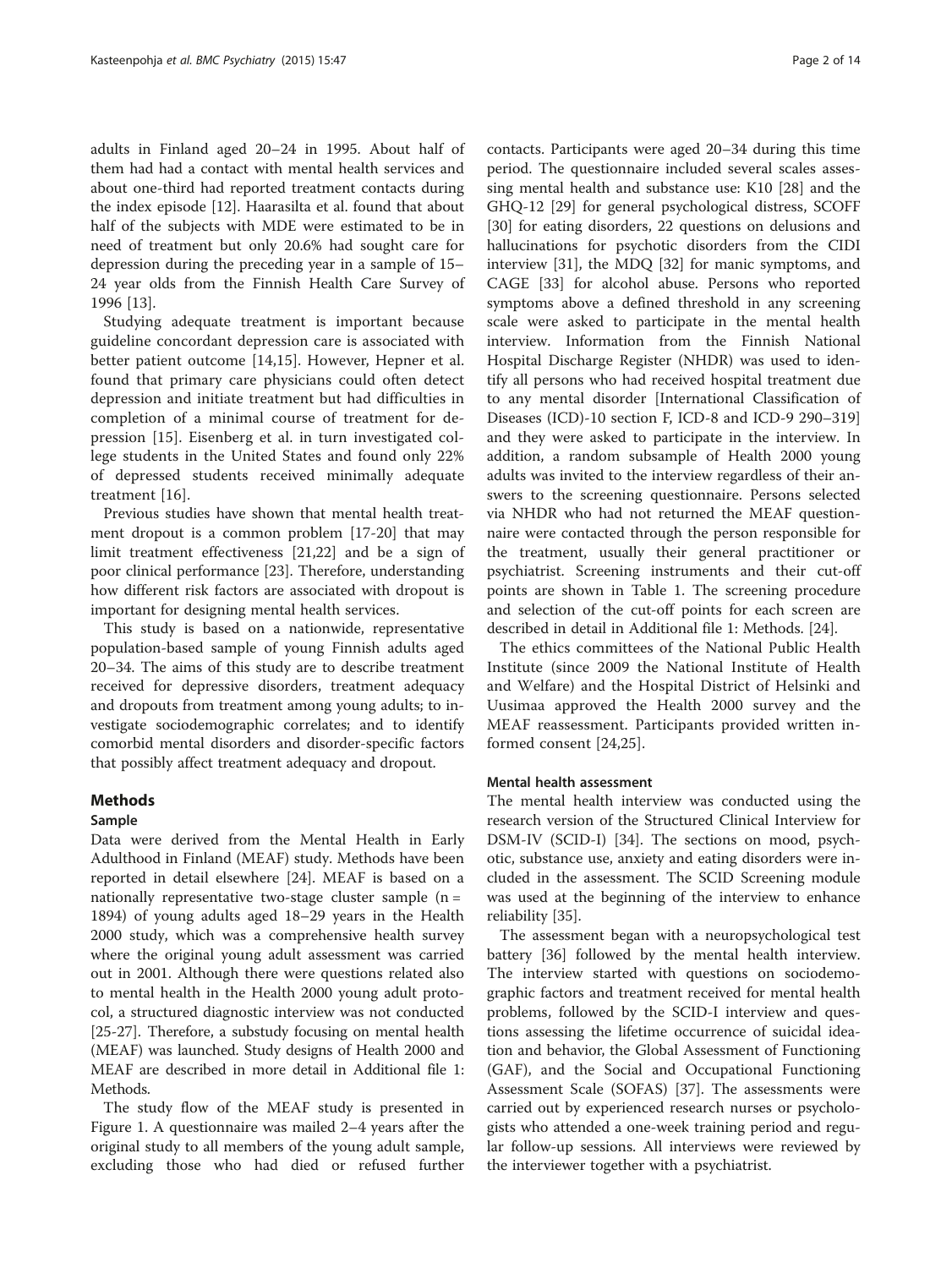adults in Finland aged 20–24 in 1995. About half of them had had a contact with mental health services and about one-third had reported treatment contacts during the index episode [12]. Haarasilta et al. found that about half of the subjects with MDE were estimated to be in need of treatment but only 20.6% had sought care for depression during the preceding year in a sample of 15–24 year olds from the Finnish Health Care Survey of 1996 [13].

Studying adequate treatment is important because guideline concordant depression care is associated with better patient outcome [14,15]. However, Hepner et al. found that primary care physicians could often detect depression and initiate treatment but had difficulties in completion of a minimal course of treatment for depression [15]. Eisenberg et al. in turn investigated college students in the United States and found only 22% of depressed students received minimally adequate treatment [16].

Previous studies have shown that mental health treatment dropout is a common problem [17-20] that may limit treatment effectiveness [21,22] and be a sign of poor clinical performance [23]. Therefore, understanding how different risk factors are associated with dropout is important for designing mental health services.

This study is based on a nationwide, representative population-based sample of young Finnish adults aged 20–34. The aims of this study are to describe treatment received for depressive disorders, treatment adequacy and dropouts from treatment among young adults; to investigate sociodemographic correlates; and to identify comorbid mental disorders and disorder-specific factors that possibly affect treatment adequacy and dropout.

## Methods

### Sample

Data were derived from the Mental Health in Early Adulthood in Finland (MEAF) study. Methods have been reported in detail elsewhere [24]. MEAF is based on a nationally representative two-stage cluster sample (n = 1894) of young adults aged 18–29 years in the Health 2000 study, which was a comprehensive health survey where the original young adult assessment was carried out in 2001. Although there were questions related also to mental health in the Health 2000 young adult protocol, a structured diagnostic interview was not conducted [25-27]. Therefore, a substudy focusing on mental health (MEAF) was launched. Study designs of Health 2000 and MEAF are described in more detail in Additional file 1: Methods.

The study flow of the MEAF study is presented in Figure 1. A questionnaire was mailed 2–4 years after the original study to all members of the young adult sample, excluding those who had died or refused further contacts. Participants were aged 20–34 during this time period. The questionnaire included several scales assessing mental health and substance use: K10 [28] and the GHQ-12 [29] for general psychological distress, SCOFF [30] for eating disorders, 22 questions on delusions and hallucinations for psychotic disorders from the CIDI interview [31], the MDQ [32] for manic symptoms, and CAGE [33] for alcohol abuse. Persons who reported symptoms above a defined threshold in any screening scale were asked to participate in the mental health interview. Information from the Finnish National Hospital Discharge Register (NHDR) was used to identify all persons who had received hospital treatment due to any mental disorder [International Classification of Diseases (ICD)-10 section F, ICD-8 and ICD-9 290–319] and they were asked to participate in the interview. In addition, a random subsample of Health 2000 young adults was invited to the interview regardless of their answers to the screening questionnaire. Persons selected via NHDR who had not returned the MEAF questionnaire were contacted through the person responsible for the treatment, usually their general practitioner or psychiatrist. Screening instruments and their cut-off points are shown in Table 1. The screening procedure and selection of the cut-off points for each screen are described in detail in Additional file 1: Methods. [24].

The ethics committees of the National Public Health Institute (since 2009 the National Institute of Health and Welfare) and the Hospital District of Helsinki and Uusimaa approved the Health 2000 survey and the MEAF reassessment. Participants provided written informed consent [24,25].

### Mental health assessment

The mental health interview was conducted using the research version of the Structured Clinical Interview for DSM-IV (SCID-I) [34]. The sections on mood, psychotic, substance use, anxiety and eating disorders were included in the assessment. The SCID Screening module was used at the beginning of the interview to enhance reliability [35].

The assessment began with a neuropsychological test battery [36] followed by the mental health interview. The interview started with questions on sociodemographic factors and treatment received for mental health problems, followed by the SCID-I interview and questions assessing the lifetime occurrence of suicidal ideation and behavior, the Global Assessment of Functioning (GAF), and the Social and Occupational Functioning Assessment Scale (SOFAS) [37]. The assessments were carried out by experienced research nurses or psychologists who attended a one-week training period and regular follow-up sessions. All interviews were reviewed by the interviewer together with a psychiatrist.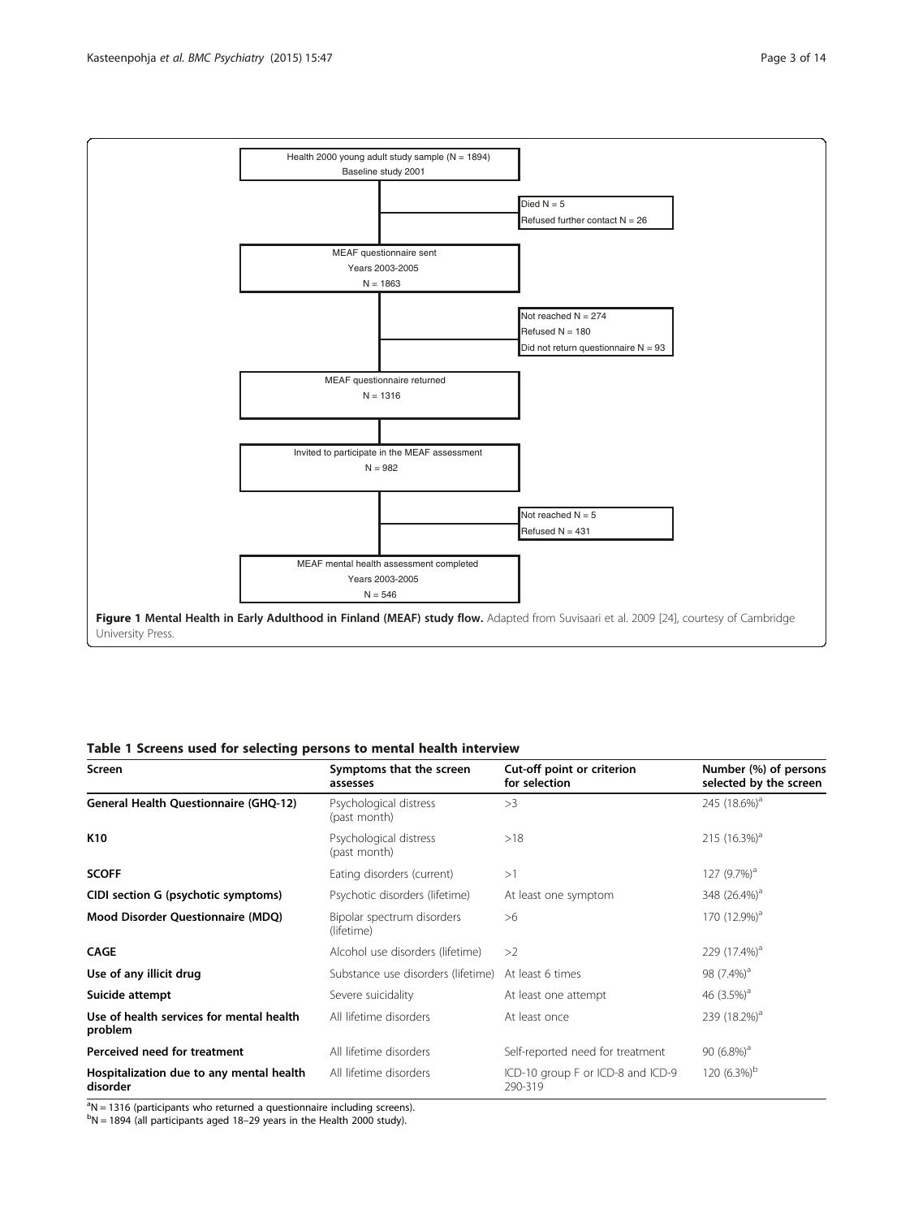Health 2000 young adult study sample (N = 1894)
Baseline study 2001

Died N = 5
Refused further contact N = 26

MEAF questionnaire sent
Years 2003-2005
N = 1863

Not reached N = 274
Refused N = 180
Did not return questionnaire N = 93

MEAF questionnaire returned
N = 1316

Invited to participate in the MEAF assessment
N = 982

Not reached N = 5
Refused N = 431

MEAF mental health assessment completed
Years 2003-2005
N = 546

**Figure 1 Mental Health in Early Adulthood in Finland (MEAF) study flow.** Adapted from Suvisaari et al. 2009 [24], courtesy of Cambridge University Press.

**Table 1 Screens used for selecting persons to mental health interview**

| Screen | Symptoms that the screen assesses | Cut-off point or criterion for selection | Number (%) of persons selected by the screen |
|---|---|---|---|
| **General Health Questionnaire (GHQ-12)** | Psychological distress (past month) | >3 | 245 (18.6%)[a] |
| **K10** | Psychological distress (past month) | >18 | 215 (16.3%)[a] |
| **SCOFF** | Eating disorders (current) | >1 | 127 (9.7%)[a] |
| **CIDI section G (psychotic symptoms)** | Psychotic disorders (lifetime) | At least one symptom | 348 (26.4%)[a] |
| **Mood Disorder Questionnaire (MDQ)** | Bipolar spectrum disorders (lifetime) | >6 | 170 (12.9%)[a] |
| **CAGE** | Alcohol use disorders (lifetime) | >2 | 229 (17.4%)[a] |
| **Use of any illicit drug** | Substance use disorders (lifetime) | At least 6 times | 98 (7.4%)[a] |
| **Suicide attempt** | Severe suicidality | At least one attempt | 46 (3.5%)[a] |
| **Use of health services for mental health problem** | All lifetime disorders | At least once | 239 (18.2%)[a] |
| **Perceived need for treatment** | All lifetime disorders | Self-reported need for treatment | 90 (6.8%)[a] |
| **Hospitalization due to any mental health disorder** | All lifetime disorders | ICD-10 group F or ICD-8 and ICD-9 290-319 | 120 (6.3%)[b] |

[a]N = 1316 (participants who returned a questionnaire including screens).
[b]N = 1894 (all participants aged 18–29 years in the Health 2000 study).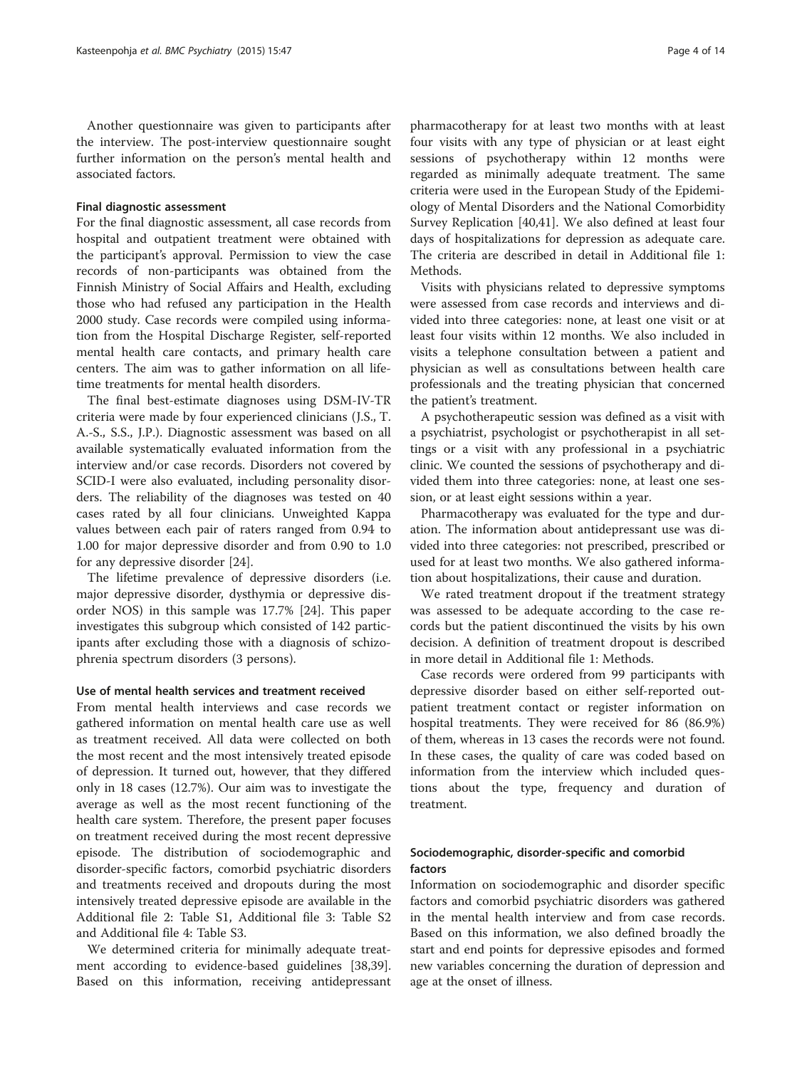Another questionnaire was given to participants after the interview. The post-interview questionnaire sought further information on the person's mental health and associated factors.

#### Final diagnostic assessment

For the final diagnostic assessment, all case records from hospital and outpatient treatment were obtained with the participant's approval. Permission to view the case records of non-participants was obtained from the Finnish Ministry of Social Affairs and Health, excluding those who had refused any participation in the Health 2000 study. Case records were compiled using information from the Hospital Discharge Register, self-reported mental health care contacts, and primary health care centers. The aim was to gather information on all lifetime treatments for mental health disorders.

The final best-estimate diagnoses using DSM-IV-TR criteria were made by four experienced clinicians (J.S., T. A.-S., S.S., J.P.). Diagnostic assessment was based on all available systematically evaluated information from the interview and/or case records. Disorders not covered by SCID-I were also evaluated, including personality disorders. The reliability of the diagnoses was tested on 40 cases rated by all four clinicians. Unweighted Kappa values between each pair of raters ranged from 0.94 to 1.00 for major depressive disorder and from 0.90 to 1.0 for any depressive disorder [24].

The lifetime prevalence of depressive disorders (i.e. major depressive disorder, dysthymia or depressive disorder NOS) in this sample was 17.7% [24]. This paper investigates this subgroup which consisted of 142 participants after excluding those with a diagnosis of schizophrenia spectrum disorders (3 persons).

#### Use of mental health services and treatment received

From mental health interviews and case records we gathered information on mental health care use as well as treatment received. All data were collected on both the most recent and the most intensively treated episode of depression. It turned out, however, that they differed only in 18 cases (12.7%). Our aim was to investigate the average as well as the most recent functioning of the health care system. Therefore, the present paper focuses on treatment received during the most recent depressive episode. The distribution of sociodemographic and disorder-specific factors, comorbid psychiatric disorders and treatments received and dropouts during the most intensively treated depressive episode are available in the Additional file 2: Table S1, Additional file 3: Table S2 and Additional file 4: Table S3.

We determined criteria for minimally adequate treatment according to evidence-based guidelines [38,39]. Based on this information, receiving antidepressant pharmacotherapy for at least two months with at least four visits with any type of physician or at least eight sessions of psychotherapy within 12 months were regarded as minimally adequate treatment. The same criteria were used in the European Study of the Epidemiology of Mental Disorders and the National Comorbidity Survey Replication [40,41]. We also defined at least four days of hospitalizations for depression as adequate care. The criteria are described in detail in Additional file 1: Methods.

Visits with physicians related to depressive symptoms were assessed from case records and interviews and divided into three categories: none, at least one visit or at least four visits within 12 months. We also included in visits a telephone consultation between a patient and physician as well as consultations between health care professionals and the treating physician that concerned the patient's treatment.

A psychotherapeutic session was defined as a visit with a psychiatrist, psychologist or psychotherapist in all settings or a visit with any professional in a psychiatric clinic. We counted the sessions of psychotherapy and divided them into three categories: none, at least one session, or at least eight sessions within a year.

Pharmacotherapy was evaluated for the type and duration. The information about antidepressant use was divided into three categories: not prescribed, prescribed or used for at least two months. We also gathered information about hospitalizations, their cause and duration.

We rated treatment dropout if the treatment strategy was assessed to be adequate according to the case records but the patient discontinued the visits by his own decision. A definition of treatment dropout is described in more detail in Additional file 1: Methods.

Case records were ordered from 99 participants with depressive disorder based on either self-reported outpatient treatment contact or register information on hospital treatments. They were received for 86 (86.9%) of them, whereas in 13 cases the records were not found. In these cases, the quality of care was coded based on information from the interview which included questions about the type, frequency and duration of treatment.

#### Sociodemographic, disorder-specific and comorbid factors

Information on sociodemographic and disorder specific factors and comorbid psychiatric disorders was gathered in the mental health interview and from case records. Based on this information, we also defined broadly the start and end points for depressive episodes and formed new variables concerning the duration of depression and age at the onset of illness.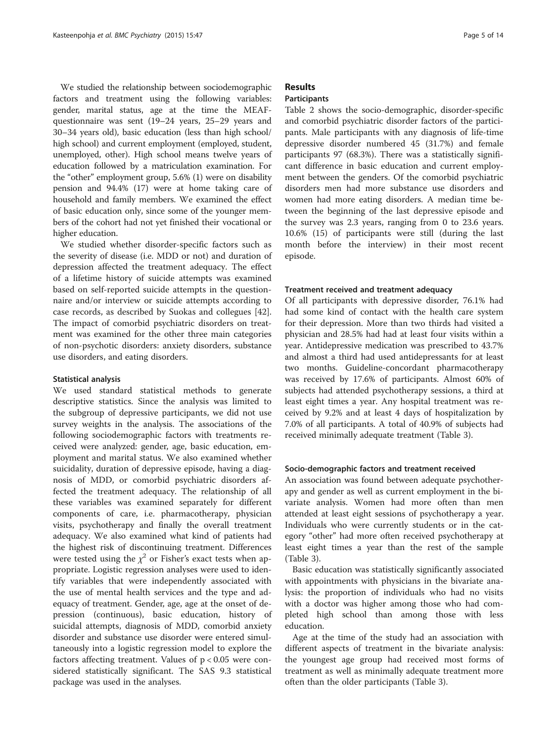We studied the relationship between sociodemographic factors and treatment using the following variables: gender, marital status, age at the time the MEAF-questionnaire was sent (19–24 years, 25–29 years and 30–34 years old), basic education (less than high school/ high school) and current employment (employed, student, unemployed, other). High school means twelve years of education followed by a matriculation examination. For the "other" employment group, 5.6% (1) were on disability pension and 94.4% (17) were at home taking care of household and family members. We examined the effect of basic education only, since some of the younger members of the cohort had not yet finished their vocational or higher education.

We studied whether disorder-specific factors such as the severity of disease (i.e. MDD or not) and duration of depression affected the treatment adequacy. The effect of a lifetime history of suicide attempts was examined based on self-reported suicide attempts in the questionnaire and/or interview or suicide attempts according to case records, as described by Suokas and collegues [42]. The impact of comorbid psychiatric disorders on treatment was examined for the other three main categories of non-psychotic disorders: anxiety disorders, substance use disorders, and eating disorders.

### Statistical analysis

We used standard statistical methods to generate descriptive statistics. Since the analysis was limited to the subgroup of depressive participants, we did not use survey weights in the analysis. The associations of the following sociodemographic factors with treatments received were analyzed: gender, age, basic education, employment and marital status. We also examined whether suicidality, duration of depressive episode, having a diagnosis of MDD, or comorbid psychiatric disorders affected the treatment adequacy. The relationship of all these variables was examined separately for different components of care, i.e. pharmacotherapy, physician visits, psychotherapy and finally the overall treatment adequacy. We also examined what kind of patients had the highest risk of discontinuing treatment. Differences were tested using the $\chi^2$ or Fisher's exact tests when appropriate. Logistic regression analyses were used to identify variables that were independently associated with the use of mental health services and the type and adequacy of treatment. Gender, age, age at the onset of depression (continuous), basic education, history of suicidal attempts, diagnosis of MDD, comorbid anxiety disorder and substance use disorder were entered simultaneously into a logistic regression model to explore the factors affecting treatment. Values of $p < 0.05$ were considered statistically significant. The SAS 9.3 statistical package was used in the analyses.

## Results

### Participants

Table 2 shows the socio-demographic, disorder-specific and comorbid psychiatric disorder factors of the participants. Male participants with any diagnosis of life-time depressive disorder numbered 45 (31.7%) and female participants 97 (68.3%). There was a statistically significant difference in basic education and current employment between the genders. Of the comorbid psychiatric disorders men had more substance use disorders and women had more eating disorders. A median time between the beginning of the last depressive episode and the survey was 2.3 years, ranging from 0 to 23.6 years. 10.6% (15) of participants were still (during the last month before the interview) in their most recent episode.

### Treatment received and treatment adequacy

Of all participants with depressive disorder, 76.1% had had some kind of contact with the health care system for their depression. More than two thirds had visited a physician and 28.5% had had at least four visits within a year. Antidepressive medication was prescribed to 43.7% and almost a third had used antidepressants for at least two months. Guideline-concordant pharmacotherapy was received by 17.6% of participants. Almost 60% of subjects had attended psychotherapy sessions, a third at least eight times a year. Any hospital treatment was received by 9.2% and at least 4 days of hospitalization by 7.0% of all participants. A total of 40.9% of subjects had received minimally adequate treatment (Table 3).

### Socio-demographic factors and treatment received

An association was found between adequate psychotherapy and gender as well as current employment in the bivariate analysis. Women had more often than men attended at least eight sessions of psychotherapy a year. Individuals who were currently students or in the category "other" had more often received psychotherapy at least eight times a year than the rest of the sample (Table 3).

Basic education was statistically significantly associated with appointments with physicians in the bivariate analysis: the proportion of individuals who had no visits with a doctor was higher among those who had completed high school than among those with less education.

Age at the time of the study had an association with different aspects of treatment in the bivariate analysis: the youngest age group had received most forms of treatment as well as minimally adequate treatment more often than the older participants (Table 3).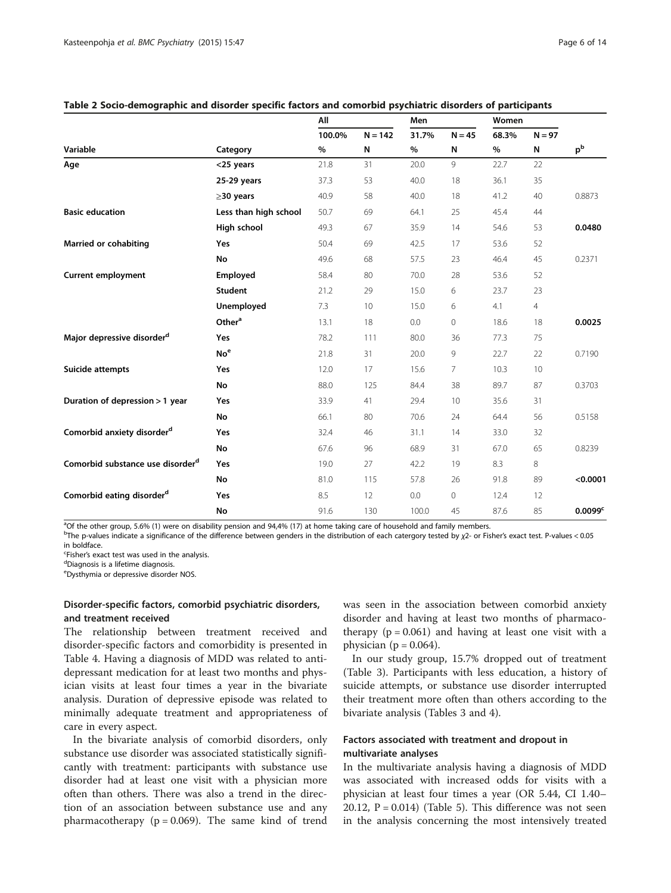**Table 2 Socio-demographic and disorder specific factors and comorbid psychiatric disorders of participants**

| | | All | | Men | | Women | | |
|---|---|---|---|---|---|---|---|---|
| | | 100.0% | N = 142 | 31.7% | N = 45 | 68.3% | N = 97 | |
| Variable | Category | % | N | % | N | % | N | p[b] |
| **Age** | **<25 years** | 21.8 | 31 | 20.0 | 9 | 22.7 | 22 | |
| | **25-29 years** | 37.3 | 53 | 40.0 | 18 | 36.1 | 35 | |
| | **≥30 years** | 40.9 | 58 | 40.0 | 18 | 41.2 | 40 | 0.8873 |
| **Basic education** | **Less than high school** | 50.7 | 69 | 64.1 | 25 | 45.4 | 44 | |
| | **High school** | 49.3 | 67 | 35.9 | 14 | 54.6 | 53 | **0.0480** |
| **Married or cohabiting** | **Yes** | 50.4 | 69 | 42.5 | 17 | 53.6 | 52 | |
| | **No** | 49.6 | 68 | 57.5 | 23 | 46.4 | 45 | 0.2371 |
| **Current employment** | **Employed** | 58.4 | 80 | 70.0 | 28 | 53.6 | 52 | |
| | **Student** | 21.2 | 29 | 15.0 | 6 | 23.7 | 23 | |
| | **Unemployed** | 7.3 | 10 | 15.0 | 6 | 4.1 | 4 | |
| | **Other[a]** | 13.1 | 18 | 0.0 | 0 | 18.6 | 18 | **0.0025** |
| **Major depressive disorder[d]** | **Yes** | 78.2 | 111 | 80.0 | 36 | 77.3 | 75 | |
| | **No[e]** | 21.8 | 31 | 20.0 | 9 | 22.7 | 22 | 0.7190 |
| **Suicide attempts** | **Yes** | 12.0 | 17 | 15.6 | 7 | 10.3 | 10 | |
| | **No** | 88.0 | 125 | 84.4 | 38 | 89.7 | 87 | 0.3703 |
| **Duration of depression > 1 year** | **Yes** | 33.9 | 41 | 29.4 | 10 | 35.6 | 31 | |
| | **No** | 66.1 | 80 | 70.6 | 24 | 64.4 | 56 | 0.5158 |
| **Comorbid anxiety disorder[d]** | **Yes** | 32.4 | 46 | 31.1 | 14 | 33.0 | 32 | |
| | **No** | 67.6 | 96 | 68.9 | 31 | 67.0 | 65 | 0.8239 |
| **Comorbid substance use disorder[d]** | **Yes** | 19.0 | 27 | 42.2 | 19 | 8.3 | 8 | |
| | **No** | 81.0 | 115 | 57.8 | 26 | 91.8 | 89 | **<0.0001** |
| **Comorbid eating disorder[d]** | **Yes** | 8.5 | 12 | 0.0 | 0 | 12.4 | 12 | |
| | **No** | 91.6 | 130 | 100.0 | 45 | 87.6 | 85 | **0.0099[c]** |

[a]Of the other group, 5.6% (1) were on disability pension and 94,4% (17) at home taking care of household and family members.
[b]The p-values indicate a significance of the difference between genders in the distribution of each catergory tested by $\chi 2$- or Fisher's exact test. P-values < 0.05 in boldface.
[c]Fisher's exact test was used in the analysis.
[d]Diagnosis is a lifetime diagnosis.
[e]Dysthymia or depressive disorder NOS.

### Disorder-specific factors, comorbid psychiatric disorders, and treatment received

The relationship between treatment received and disorder-specific factors and comorbidity is presented in Table 4. Having a diagnosis of MDD was related to antidepressant medication for at least two months and physician visits at least four times a year in the bivariate analysis. Duration of depressive episode was related to minimally adequate treatment and appropriateness of care in every aspect.

In the bivariate analysis of comorbid disorders, only substance use disorder was associated statistically significantly with treatment: participants with substance use disorder had at least one visit with a physician more often than others. There was also a trend in the direction of an association between substance use and any pharmacotherapy ($p = 0.069$). The same kind of trend was seen in the association between comorbid anxiety disorder and having at least two months of pharmacotherapy ($p = 0.061$) and having at least one visit with a physician ($p = 0.064$).

In our study group, 15.7% dropped out of treatment (Table 3). Participants with less education, a history of suicide attempts, or substance use disorder interrupted their treatment more often than others according to the bivariate analysis (Tables 3 and 4).

### Factors associated with treatment and dropout in multivariate analyses

In the multivariate analysis having a diagnosis of MDD was associated with increased odds for visits with a physician at least four times a year (OR 5.44, CI 1.40–20.12, $P = 0.014$) (Table 5). This difference was not seen in the analysis concerning the most intensively treated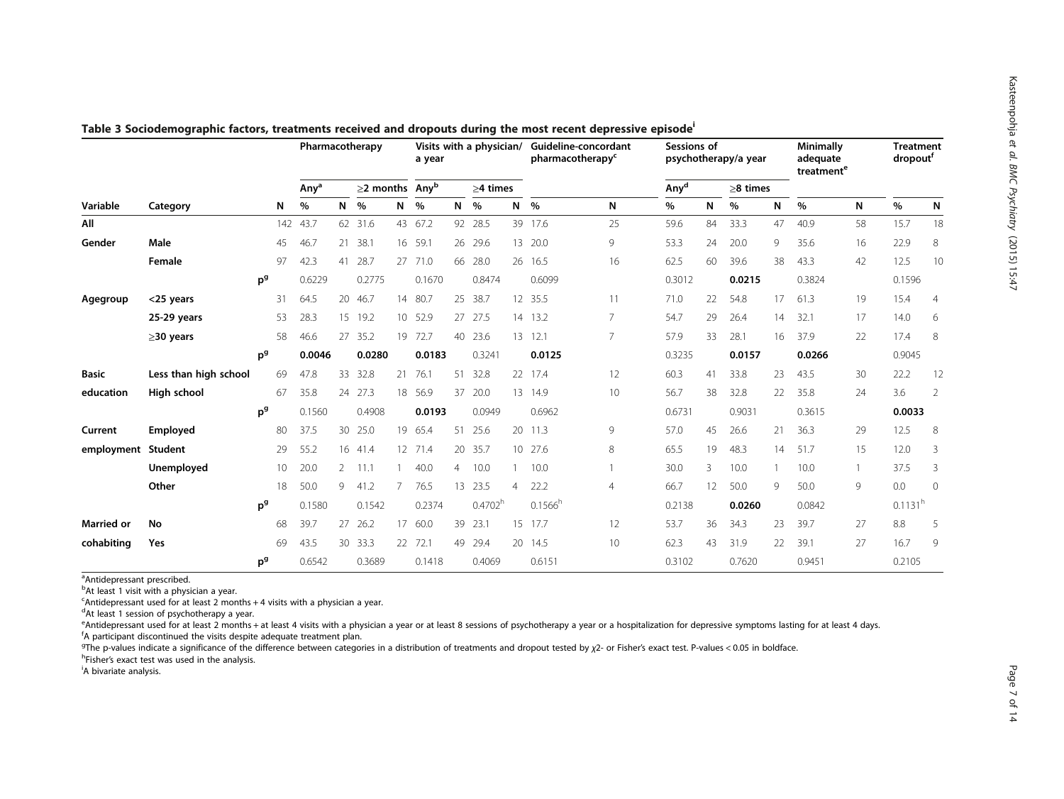**Table 3 Sociodemographic factors, treatments received and dropouts during the most recent depressive episode[i]**

| | | | Pharmacotherapy | | | | Visits with a physician/ a year | | | | Guideline-concordant pharmacotherapy[c] | | Sessions of psychotherapy/a year | | | | Minimally adequate treatment[e] | | Treatment dropout[f] | |
|---|---|---|---|---|---|---|---|---|---|---|---|---|---|---|---|---|---|---|---|---|
| | | | Any[a] | | ≥2 months | | Any[b] | | ≥4 times | | | | Any[d] | | ≥8 times | | | | | |
| Variable | Category | N | % | N | % | N | % | N | % | N | % | N | % | N | % | N | % | N | % | N |
| All | | 142 | 43.7 | 62 | 31.6 | 43 | 67.2 | 92 | 28.5 | 39 | 17.6 | 25 | 59.6 | 84 | 33.3 | 47 | 40.9 | 58 | 15.7 | 18 |
| Gender | Male | 45 | 46.7 | 21 | 38.1 | 16 | 59.1 | 26 | 29.6 | 13 | 20.0 | 9 | 53.3 | 24 | 20.0 | 9 | 35.6 | 16 | 22.9 | 8 |
| | Female | 97 | 42.3 | 41 | 28.7 | 27 | 71.0 | 66 | 28.0 | 26 | 16.5 | 16 | 62.5 | 60 | 39.6 | 38 | 43.3 | 42 | 12.5 | 10 |
| | p[g] | | 0.6229 | | 0.2775 | | 0.1670 | | 0.8474 | | 0.6099 | | 0.3012 | | **0.0215** | | 0.3824 | | 0.1596 | |
| Agegroup | <25 years | 31 | 64.5 | 20 | 46.7 | 14 | 80.7 | 25 | 38.7 | 12 | 35.5 | 11 | 71.0 | 22 | 54.8 | 17 | 61.3 | 19 | 15.4 | 4 |
| | 25-29 years | 53 | 28.3 | 15 | 19.2 | 10 | 52.9 | 27 | 27.5 | 14 | 13.2 | 7 | 54.7 | 29 | 26.4 | 14 | 32.1 | 17 | 14.0 | 6 |
| | ≥30 years | 58 | 46.6 | 27 | 35.2 | 19 | 72.7 | 40 | 23.6 | 13 | 12.1 | 7 | 57.9 | 33 | 28.1 | 16 | 37.9 | 22 | 17.4 | 8 |
| | p[g] | | **0.0046** | | **0.0280** | | **0.0183** | | 0.3241 | | **0.0125** | | 0.3235 | | **0.0157** | | **0.0266** | | 0.9045 | |
| Basic education | Less than high school | 69 | 47.8 | 33 | 32.8 | 21 | 76.1 | 51 | 32.8 | 22 | 17.4 | 12 | 60.3 | 41 | 33.8 | 23 | 43.5 | 30 | 22.2 | 12 |
| | High school | 67 | 35.8 | 24 | 27.3 | 18 | 56.9 | 37 | 20.0 | 13 | 14.9 | 10 | 56.7 | 38 | 32.8 | 22 | 35.8 | 24 | 3.6 | 2 |
| | p[g] | | 0.1560 | | 0.4908 | | **0.0193** | | 0.0949 | | 0.6962 | | 0.6731 | | 0.9031 | | 0.3615 | | **0.0033** | |
| Current employment | Employed | 80 | 37.5 | 30 | 25.0 | 19 | 65.4 | 51 | 25.6 | 20 | 11.3 | 9 | 57.0 | 45 | 26.6 | 21 | 36.3 | 29 | 12.5 | 8 |
| | Student | 29 | 55.2 | 16 | 41.4 | 12 | 71.4 | 20 | 35.7 | 10 | 27.6 | 8 | 65.5 | 19 | 48.3 | 14 | 51.7 | 15 | 12.0 | 3 |
| | Unemployed | 10 | 20.0 | 2 | 11.1 | 1 | 40.0 | 4 | 10.0 | 1 | 10.0 | 1 | 30.0 | 3 | 10.0 | 1 | 10.0 | 1 | 37.5 | 3 |
| | Other | 18 | 50.0 | 9 | 41.2 | 7 | 76.5 | 13 | 23.5 | 4 | 22.2 | 4 | 66.7 | 12 | 50.0 | 9 | 50.0 | 9 | 0.0 | 0 |
| | p[g] | | 0.1580 | | 0.1542 | | 0.2374 | | 0.4702[h] | | 0.1566[h] | | 0.2138 | | **0.0260** | | 0.0842 | | 0.1131[h] | |
| Married or cohabiting | No | 68 | 39.7 | 27 | 26.2 | 17 | 60.0 | 39 | 23.1 | 15 | 17.7 | 12 | 53.7 | 36 | 34.3 | 23 | 39.7 | 27 | 8.8 | 5 |
| | Yes | 69 | 43.5 | 30 | 33.3 | 22 | 72.1 | 49 | 29.4 | 20 | 14.5 | 10 | 62.3 | 43 | 31.9 | 22 | 39.1 | 27 | 16.7 | 9 |
| | p[g] | | 0.6542 | | 0.3689 | | 0.1418 | | 0.4069 | | 0.6151 | | 0.3102 | | 0.7620 | | 0.9451 | | 0.2105 | |

[a]Antidepressant prescribed.
[b]At least 1 visit with a physician a year.
[c]Antidepressant used for at least 2 months + 4 visits with a physician a year.
[d]At least 1 session of psychotherapy a year.
[e]Antidepressant used for at least 2 months + at least 4 visits with a physician a year or at least 8 sessions of psychotherapy a year or a hospitalization for depressive symptoms lasting for at least 4 days.
[f]A participant discontinued the visits despite adequate treatment plan.
[g]The p-values indicate a significance of the difference between categories in a distribution of treatments and dropout tested by $\chi 2$- or Fisher's exact test. P-values < 0.05 in boldface.
[h]Fisher's exact test was used in the analysis.
[i]A bivariate analysis.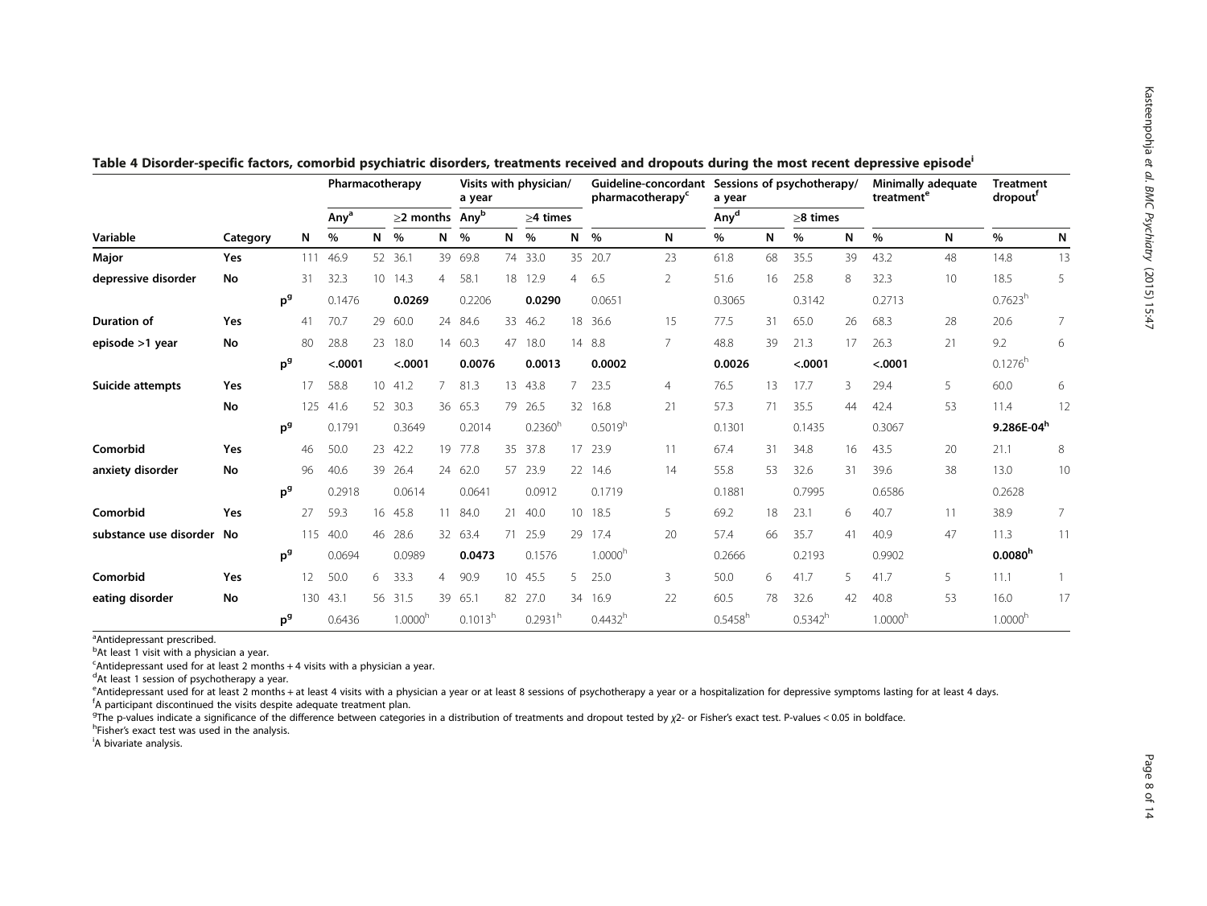**Table 4 Disorder-specific factors, comorbid psychiatric disorders, treatments received and dropouts during the most recent depressive episode[i]**

| | | | Pharmacotherapy | | | | Visits with physician/ a year | | | | Guideline-concordant pharmacotherapy[c] | | Sessions of psychotherapy/ a year | | | | Minimally adequate treatment[e] | | Treatment dropout[f] | |
|---|---|---|---|---|---|---|---|---|---|---|---|---|---|---|---|---|---|---|---|---|
| | | | Any[a] | | ≥2 months | | Any[b] | | ≥4 times | | | | Any[d] | | ≥8 times | | | | | |
| Variable | Category | N | % | N | % | N | % | N | % | N | % | N | % | N | % | N | % | N | % | N |
| **Major depressive disorder** | Yes | 111 | 46.9 | 52 | 36.1 | 39 | 69.8 | 74 | 33.0 | 35 | 20.7 | 23 | 61.8 | 68 | 35.5 | 39 | 43.2 | 48 | 14.8 | 13 |
| | No | 31 | 32.3 | 10 | 14.3 | 4 | 58.1 | 18 | 12.9 | 4 | 6.5 | 2 | 51.6 | 16 | 25.8 | 8 | 32.3 | 10 | 18.5 | 5 |
| | p[g] | | 0.1476 | | **0.0269** | | 0.2206 | | **0.0290** | | 0.0651 | | 0.3065 | | 0.3142 | | 0.2713 | | 0.7623[h] | |
| **Duration of episode >1 year** | Yes | 41 | 70.7 | 29 | 60.0 | 24 | 84.6 | 33 | 46.2 | 18 | 36.6 | 15 | 77.5 | 31 | 65.0 | 26 | 68.3 | 28 | 20.6 | 7 |
| | No | 80 | 28.8 | 23 | 18.0 | 14 | 60.3 | 47 | 18.0 | 14 | 8.8 | 7 | 48.8 | 39 | 21.3 | 17 | 26.3 | 21 | 9.2 | 6 |
| | p[g] | | **<.0001** | | **<.0001** | | **0.0076** | | **0.0013** | | **0.0002** | | **0.0026** | | **<.0001** | | **<.0001** | | 0.1276[h] | |
| **Suicide attempts** | Yes | 17 | 58.8 | 10 | 41.2 | 7 | 81.3 | 13 | 43.8 | 7 | 23.5 | 4 | 76.5 | 13 | 17.7 | 3 | 29.4 | 5 | 60.0 | 6 |
| | No | 125 | 41.6 | 52 | 30.3 | 36 | 65.3 | 79 | 26.5 | 32 | 16.8 | 21 | 57.3 | 71 | 35.5 | 44 | 42.4 | 53 | 11.4 | 12 |
| | p[g] | | 0.1791 | | 0.3649 | | 0.2014 | | 0.2360[h] | | 0.5019[h] | | 0.1301 | | 0.1435 | | 0.3067 | | **9.286E-04[h]** | |
| **Comorbid anxiety disorder** | Yes | 46 | 50.0 | 23 | 42.2 | 19 | 77.8 | 35 | 37.8 | 17 | 23.9 | 11 | 67.4 | 31 | 34.8 | 16 | 43.5 | 20 | 21.1 | 8 |
| | No | 96 | 40.6 | 39 | 26.4 | 24 | 62.0 | 57 | 23.9 | 22 | 14.6 | 14 | 55.8 | 53 | 32.6 | 31 | 39.6 | 38 | 13.0 | 10 |
| | p[g] | | 0.2918 | | 0.0614 | | 0.0641 | | 0.0912 | | 0.1719 | | 0.1881 | | 0.7995 | | 0.6586 | | 0.2628 | |
| **Comorbid substance use disorder** | Yes | 27 | 59.3 | 16 | 45.8 | 11 | 84.0 | 21 | 40.0 | 10 | 18.5 | 5 | 69.2 | 18 | 23.1 | 6 | 40.7 | 11 | 38.9 | 7 |
| | No | 115 | 40.0 | 46 | 28.6 | 32 | 63.4 | 71 | 25.9 | 29 | 17.4 | 20 | 57.4 | 66 | 35.7 | 41 | 40.9 | 47 | 11.3 | 11 |
| | p[g] | | 0.0694 | | 0.0989 | | **0.0473** | | 0.1576 | | 1.0000[h] | | 0.2666 | | 0.2193 | | 0.9902 | | **0.0080[h]** | |
| **Comorbid eating disorder** | Yes | 12 | 50.0 | 6 | 33.3 | 4 | 90.9 | 10 | 45.5 | 5 | 25.0 | 3 | 50.0 | 6 | 41.7 | 5 | 41.7 | 5 | 11.1 | 1 |
| | No | 130 | 43.1 | 56 | 31.5 | 39 | 65.1 | 82 | 27.0 | 34 | 16.9 | 22 | 60.5 | 78 | 32.6 | 42 | 40.8 | 53 | 16.0 | 17 |
| | p[g] | | 0.6436 | | 1.0000[h] | | 0.1013[h] | | 0.2931[h] | | 0.4432[h] | | 0.5458[h] | | 0.5342[h] | | 1.0000[h] | | 1.0000[h] | |

[a]Antidepressant prescribed.
[b]At least 1 visit with a physician a year.
[c]Antidepressant used for at least 2 months + 4 visits with a physician a year.
[d]At least 1 session of psychotherapy a year.
[e]Antidepressant used for at least 2 months + at least 4 visits with a physician a year or at least 8 sessions of psychotherapy a year or a hospitalization for depressive symptoms lasting for at least 4 days.
[f]A participant discontinued the visits despite adequate treatment plan.
[g]The p-values indicate a significance of the difference between categories in a distribution of treatments and dropout tested by $\chi 2$- or Fisher's exact test. P-values < 0.05 in boldface.
[h]Fisher's exact test was used in the analysis.
[i]A bivariate analysis.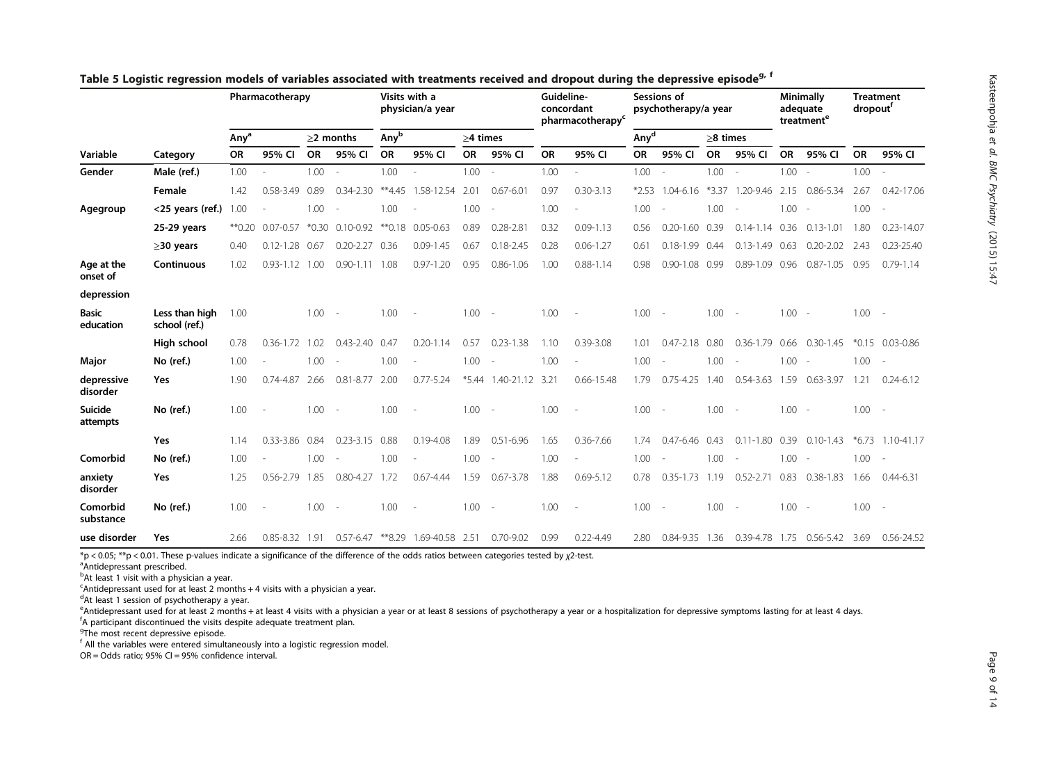**Table 5 Logistic regression models of variables associated with treatments received and dropout during the depressive episode[g, f]**

| | | Pharmacotherapy | | | | Visits with a physician/a year | | | | Guideline-concordant pharmacotherapy[c] | | Sessions of psychotherapy/a year | | | | Minimally adequate treatment[e] | | Treatment dropout[f] | |
|---|---|---|---|---|---|---|---|---|---|---|---|---|---|---|---|---|---|---|---|
| | | Any[a] | | ≥2 months | | Any[b] | | ≥4 times | | | | Any[d] | | ≥8 times | | | | | |
| Variable | Category | OR | 95% CI | OR | 95% CI | OR | 95% CI | OR | 95% CI | OR | 95% CI | OR | 95% CI | OR | 95% CI | OR | 95% CI | OR | 95% CI |
| Gender | Male (ref.) | 1.00 | - | 1.00 | - | 1.00 | - | 1.00 | - | 1.00 | - | 1.00 | - | 1.00 | - | 1.00 | - | 1.00 | - |
| | Female | 1.42 | 0.58-3.49 | 0.89 | 0.34-2.30 | **4.45 | 1.58-12.54 | 2.01 | 0.67-6.01 | 0.97 | 0.30-3.13 | *2.53 | 1.04-6.16 | *3.37 | 1.20-9.46 | 2.15 | 0.86-5.34 | 2.67 | 0.42-17.06 |
| Agegroup | <25 years (ref.) | 1.00 | - | 1.00 | - | 1.00 | - | 1.00 | - | 1.00 | - | 1.00 | - | 1.00 | - | 1.00 | - | 1.00 | - |
| | 25-29 years | **0.20 | 0.07-0.57 | *0.30 | 0.10-0.92 | **0.18 | 0.05-0.63 | 0.89 | 0.28-2.81 | 0.32 | 0.09-1.13 | 0.56 | 0.20-1.60 | 0.39 | 0.14-1.14 | 0.36 | 0.13-1.01 | 1.80 | 0.23-14.07 |
| | ≥30 years | 0.40 | 0.12-1.28 | 0.67 | 0.20-2.27 | 0.36 | 0.09-1.45 | 0.67 | 0.18-2.45 | 0.28 | 0.06-1.27 | 0.61 | 0.18-1.99 | 0.44 | 0.13-1.49 | 0.63 | 0.20-2.02 | 2.43 | 0.23-25.40 |
| Age at the onset of depression | Continuous | 1.02 | 0.93-1.12 | 1.00 | 0.90-1.11 | 1.08 | 0.97-1.20 | 0.95 | 0.86-1.06 | 1.00 | 0.88-1.14 | 0.98 | 0.90-1.08 | 0.99 | 0.89-1.09 | 0.96 | 0.87-1.05 | 0.95 | 0.79-1.14 |
| Basic education | Less than high school (ref.) | 1.00 | | 1.00 | - | 1.00 | - | 1.00 | - | 1.00 | - | 1.00 | - | 1.00 | - | 1.00 | - | 1.00 | - |
| | High school | 0.78 | 0.36-1.72 | 1.02 | 0.43-2.40 | 0.47 | 0.20-1.14 | 0.57 | 0.23-1.38 | 1.10 | 0.39-3.08 | 1.01 | 0.47-2.18 | 0.80 | 0.36-1.79 | 0.66 | 0.30-1.45 | *0.15 | 0.03-0.86 |
| Major depressive disorder | No (ref.) | 1.00 | - | 1.00 | - | 1.00 | - | 1.00 | - | 1.00 | - | 1.00 | - | 1.00 | - | 1.00 | - | 1.00 | - |
| | Yes | 1.90 | 0.74-4.87 | 2.66 | 0.81-8.77 | 2.00 | 0.77-5.24 | *5.44 | 1.40-21.12 | 3.21 | 0.66-15.48 | 1.79 | 0.75-4.25 | 1.40 | 0.54-3.63 | 1.59 | 0.63-3.97 | 1.21 | 0.24-6.12 |
| Suicide attempts | No (ref.) | 1.00 | - | 1.00 | - | 1.00 | - | 1.00 | - | 1.00 | - | 1.00 | - | 1.00 | - | 1.00 | - | 1.00 | - |
| | Yes | 1.14 | 0.33-3.86 | 0.84 | 0.23-3.15 | 0.88 | 0.19-4.08 | 1.89 | 0.51-6.96 | 1.65 | 0.36-7.66 | 1.74 | 0.47-6.46 | 0.43 | 0.11-1.80 | 0.39 | 0.10-1.43 | *6.73 | 1.10-41.17 |
| Comorbid anxiety disorder | No (ref.) | 1.00 | - | 1.00 | - | 1.00 | - | 1.00 | - | 1.00 | - | 1.00 | - | 1.00 | - | 1.00 | - | 1.00 | - |
| | Yes | 1.25 | 0.56-2.79 | 1.85 | 0.80-4.27 | 1.72 | 0.67-4.44 | 1.59 | 0.67-3.78 | 1.88 | 0.69-5.12 | 0.78 | 0.35-1.73 | 1.19 | 0.52-2.71 | 0.83 | 0.38-1.83 | 1.66 | 0.44-6.31 |
| Comorbid substance use disorder | No (ref.) | 1.00 | - | 1.00 | - | 1.00 | - | 1.00 | - | 1.00 | - | 1.00 | - | 1.00 | - | 1.00 | - | 1.00 | - |
| | Yes | 2.66 | 0.85-8.32 | 1.91 | 0.57-6.47 | **8.29 | 1.69-40.58 | 2.51 | 0.70-9.02 | 0.99 | 0.22-4.49 | 2.80 | 0.84-9.35 | 1.36 | 0.39-4.78 | 1.75 | 0.56-5.42 | 3.69 | 0.56-24.52 |

*$p < 0.05$; **$p < 0.01$. These p-values indicate a significance of the difference of the odds ratios between categories tested by $\chi 2$-test.
[a]Antidepressant prescribed.
[b]At least 1 visit with a physician a year.
[c]Antidepressant used for at least 2 months + 4 visits with a physician a year.
[d]At least 1 session of psychotherapy a year.
[e]Antidepressant used for at least 2 months + at least 4 visits with a physician a year or at least 8 sessions of psychotherapy a year or a hospitalization for depressive symptoms lasting for at least 4 days.
[f]A participant discontinued the visits despite adequate treatment plan.
[g]The most recent depressive episode.
[f] All the variables were entered simultaneously into a logistic regression model.
OR = Odds ratio; 95% CI = 95% confidence interval.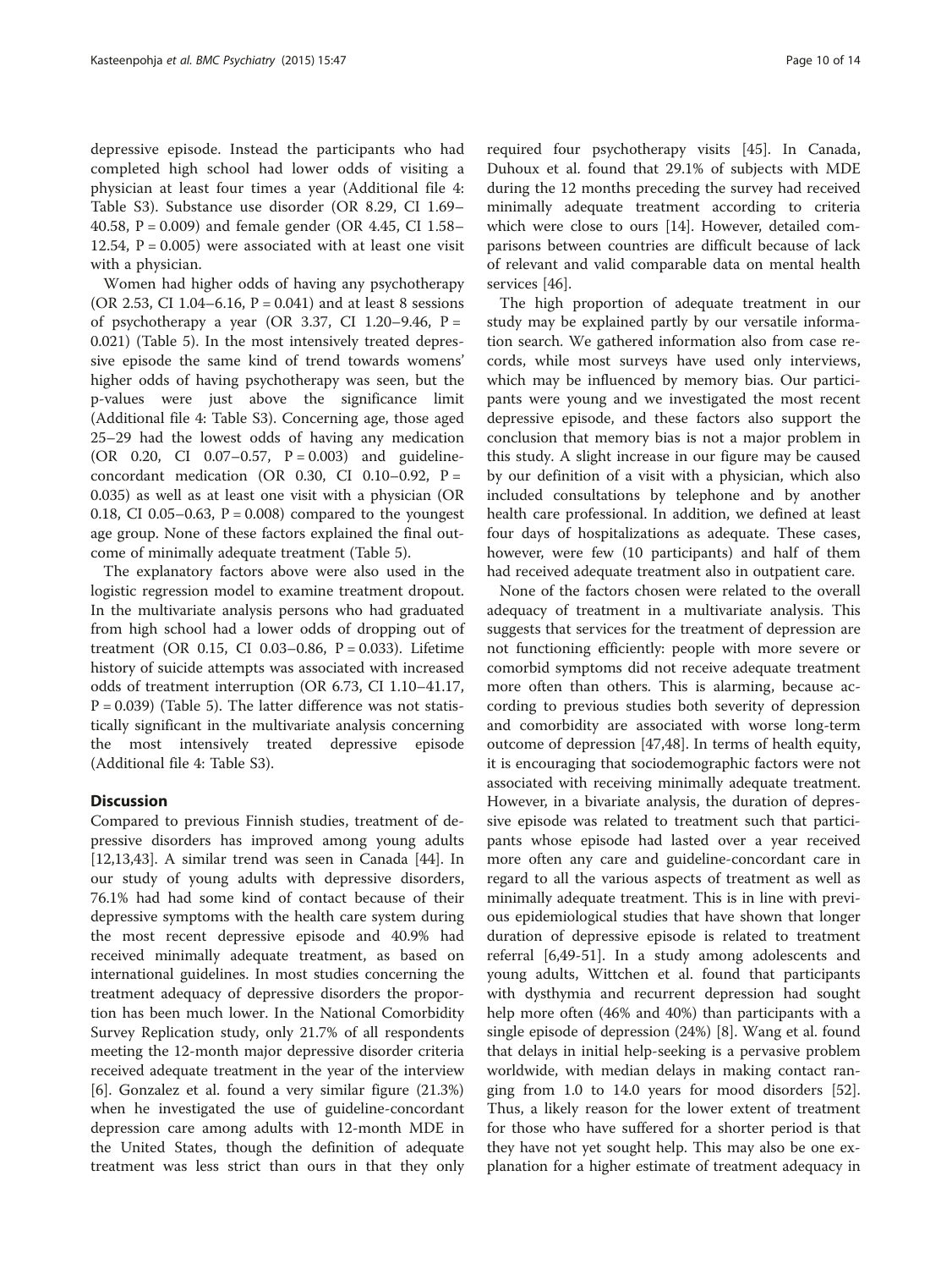depressive episode. Instead the participants who had completed high school had lower odds of visiting a physician at least four times a year (Additional file 4: Table S3). Substance use disorder (OR 8.29, CI 1.69–40.58, P = 0.009) and female gender (OR 4.45, CI 1.58–12.54, P = 0.005) were associated with at least one visit with a physician.

Women had higher odds of having any psychotherapy (OR 2.53, CI 1.04–6.16, P = 0.041) and at least 8 sessions of psychotherapy a year (OR 3.37, CI 1.20–9.46, P = 0.021) (Table 5). In the most intensively treated depressive episode the same kind of trend towards womens' higher odds of having psychotherapy was seen, but the p-values were just above the significance limit (Additional file 4: Table S3). Concerning age, those aged 25–29 had the lowest odds of having any medication (OR 0.20, CI 0.07–0.57, P = 0.003) and guideline-concordant medication (OR 0.30, CI 0.10–0.92, P = 0.035) as well as at least one visit with a physician (OR 0.18, CI 0.05–0.63, P = 0.008) compared to the youngest age group. None of these factors explained the final outcome of minimally adequate treatment (Table 5).

The explanatory factors above were also used in the logistic regression model to examine treatment dropout. In the multivariate analysis persons who had graduated from high school had a lower odds of dropping out of treatment (OR 0.15, CI 0.03–0.86, P = 0.033). Lifetime history of suicide attempts was associated with increased odds of treatment interruption (OR 6.73, CI 1.10–41.17, P = 0.039) (Table 5). The latter difference was not statistically significant in the multivariate analysis concerning the most intensively treated depressive episode (Additional file 4: Table S3).

## Discussion

Compared to previous Finnish studies, treatment of depressive disorders has improved among young adults [12,13,43]. A similar trend was seen in Canada [44]. In our study of young adults with depressive disorders, 76.1% had had some kind of contact because of their depressive symptoms with the health care system during the most recent depressive episode and 40.9% had received minimally adequate treatment, as based on international guidelines. In most studies concerning the treatment adequacy of depressive disorders the proportion has been much lower. In the National Comorbidity Survey Replication study, only 21.7% of all respondents meeting the 12-month major depressive disorder criteria received adequate treatment in the year of the interview [6]. Gonzalez et al. found a very similar figure (21.3%) when he investigated the use of guideline-concordant depression care among adults with 12-month MDE in the United States, though the definition of adequate treatment was less strict than ours in that they only required four psychotherapy visits [45]. In Canada, Duhoux et al. found that 29.1% of subjects with MDE during the 12 months preceding the survey had received minimally adequate treatment according to criteria which were close to ours [14]. However, detailed comparisons between countries are difficult because of lack of relevant and valid comparable data on mental health services [46].

The high proportion of adequate treatment in our study may be explained partly by our versatile information search. We gathered information also from case records, while most surveys have used only interviews, which may be influenced by memory bias. Our participants were young and we investigated the most recent depressive episode, and these factors also support the conclusion that memory bias is not a major problem in this study. A slight increase in our figure may be caused by our definition of a visit with a physician, which also included consultations by telephone and by another health care professional. In addition, we defined at least four days of hospitalizations as adequate. These cases, however, were few (10 participants) and half of them had received adequate treatment also in outpatient care.

None of the factors chosen were related to the overall adequacy of treatment in a multivariate analysis. This suggests that services for the treatment of depression are not functioning efficiently: people with more severe or comorbid symptoms did not receive adequate treatment more often than others. This is alarming, because according to previous studies both severity of depression and comorbidity are associated with worse long-term outcome of depression [47,48]. In terms of health equity, it is encouraging that sociodemographic factors were not associated with receiving minimally adequate treatment. However, in a bivariate analysis, the duration of depressive episode was related to treatment such that participants whose episode had lasted over a year received more often any care and guideline-concordant care in regard to all the various aspects of treatment as well as minimally adequate treatment. This is in line with previous epidemiological studies that have shown that longer duration of depressive episode is related to treatment referral [6,49-51]. In a study among adolescents and young adults, Wittchen et al. found that participants with dysthymia and recurrent depression had sought help more often (46% and 40%) than participants with a single episode of depression (24%) [8]. Wang et al. found that delays in initial help-seeking is a pervasive problem worldwide, with median delays in making contact ranging from 1.0 to 14.0 years for mood disorders [52]. Thus, a likely reason for the lower extent of treatment for those who have suffered for a shorter period is that they have not yet sought help. This may also be one explanation for a higher estimate of treatment adequacy in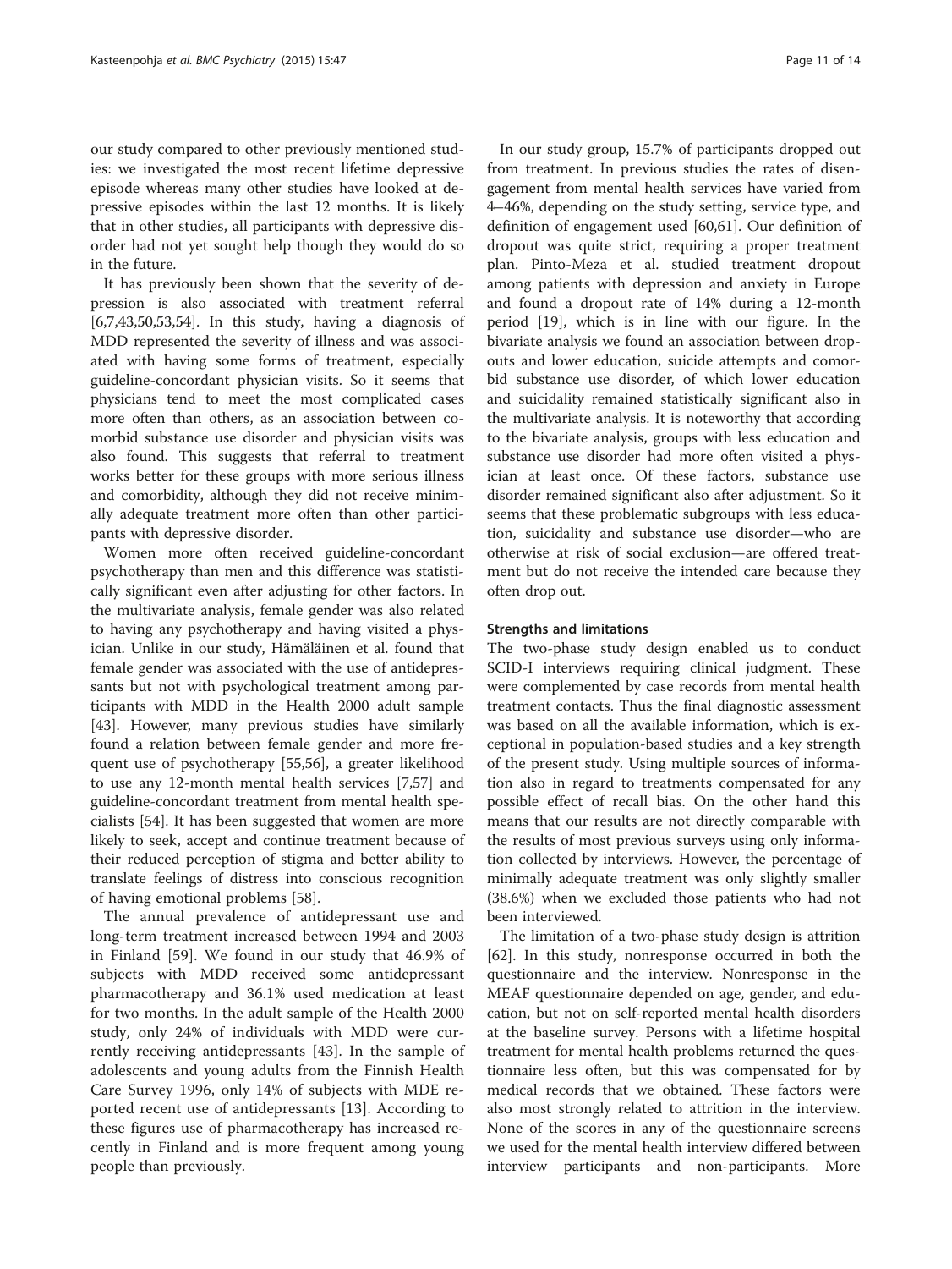our study compared to other previously mentioned studies: we investigated the most recent lifetime depressive episode whereas many other studies have looked at depressive episodes within the last 12 months. It is likely that in other studies, all participants with depressive disorder had not yet sought help though they would do so in the future.

It has previously been shown that the severity of depression is also associated with treatment referral [6,7,43,50,53,54]. In this study, having a diagnosis of MDD represented the severity of illness and was associated with having some forms of treatment, especially guideline-concordant physician visits. So it seems that physicians tend to meet the most complicated cases more often than others, as an association between comorbid substance use disorder and physician visits was also found. This suggests that referral to treatment works better for these groups with more serious illness and comorbidity, although they did not receive minimally adequate treatment more often than other participants with depressive disorder.

Women more often received guideline-concordant psychotherapy than men and this difference was statistically significant even after adjusting for other factors. In the multivariate analysis, female gender was also related to having any psychotherapy and having visited a physician. Unlike in our study, Hämäläinen et al. found that female gender was associated with the use of antidepressants but not with psychological treatment among participants with MDD in the Health 2000 adult sample [43]. However, many previous studies have similarly found a relation between female gender and more frequent use of psychotherapy [55,56], a greater likelihood to use any 12-month mental health services [7,57] and guideline-concordant treatment from mental health specialists [54]. It has been suggested that women are more likely to seek, accept and continue treatment because of their reduced perception of stigma and better ability to translate feelings of distress into conscious recognition of having emotional problems [58].

The annual prevalence of antidepressant use and long-term treatment increased between 1994 and 2003 in Finland [59]. We found in our study that 46.9% of subjects with MDD received some antidepressant pharmacotherapy and 36.1% used medication at least for two months. In the adult sample of the Health 2000 study, only 24% of individuals with MDD were currently receiving antidepressants [43]. In the sample of adolescents and young adults from the Finnish Health Care Survey 1996, only 14% of subjects with MDE reported recent use of antidepressants [13]. According to these figures use of pharmacotherapy has increased recently in Finland and is more frequent among young people than previously.

In our study group, 15.7% of participants dropped out from treatment. In previous studies the rates of disengagement from mental health services have varied from 4–46%, depending on the study setting, service type, and definition of engagement used [60,61]. Our definition of dropout was quite strict, requiring a proper treatment plan. Pinto-Meza et al. studied treatment dropout among patients with depression and anxiety in Europe and found a dropout rate of 14% during a 12-month period [19], which is in line with our figure. In the bivariate analysis we found an association between dropouts and lower education, suicide attempts and comorbid substance use disorder, of which lower education and suicidality remained statistically significant also in the multivariate analysis. It is noteworthy that according to the bivariate analysis, groups with less education and substance use disorder had more often visited a physician at least once. Of these factors, substance use disorder remained significant also after adjustment. So it seems that these problematic subgroups with less education, suicidality and substance use disorder—who are otherwise at risk of social exclusion—are offered treatment but do not receive the intended care because they often drop out.

## Strengths and limitations

The two-phase study design enabled us to conduct SCID-I interviews requiring clinical judgment. These were complemented by case records from mental health treatment contacts. Thus the final diagnostic assessment was based on all the available information, which is exceptional in population-based studies and a key strength of the present study. Using multiple sources of information also in regard to treatments compensated for any possible effect of recall bias. On the other hand this means that our results are not directly comparable with the results of most previous surveys using only information collected by interviews. However, the percentage of minimally adequate treatment was only slightly smaller (38.6%) when we excluded those patients who had not been interviewed.

The limitation of a two-phase study design is attrition [62]. In this study, nonresponse occurred in both the questionnaire and the interview. Nonresponse in the MEAF questionnaire depended on age, gender, and education, but not on self-reported mental health disorders at the baseline survey. Persons with a lifetime hospital treatment for mental health problems returned the questionnaire less often, but this was compensated for by medical records that we obtained. These factors were also most strongly related to attrition in the interview. None of the scores in any of the questionnaire screens we used for the mental health interview differed between interview participants and non-participants. More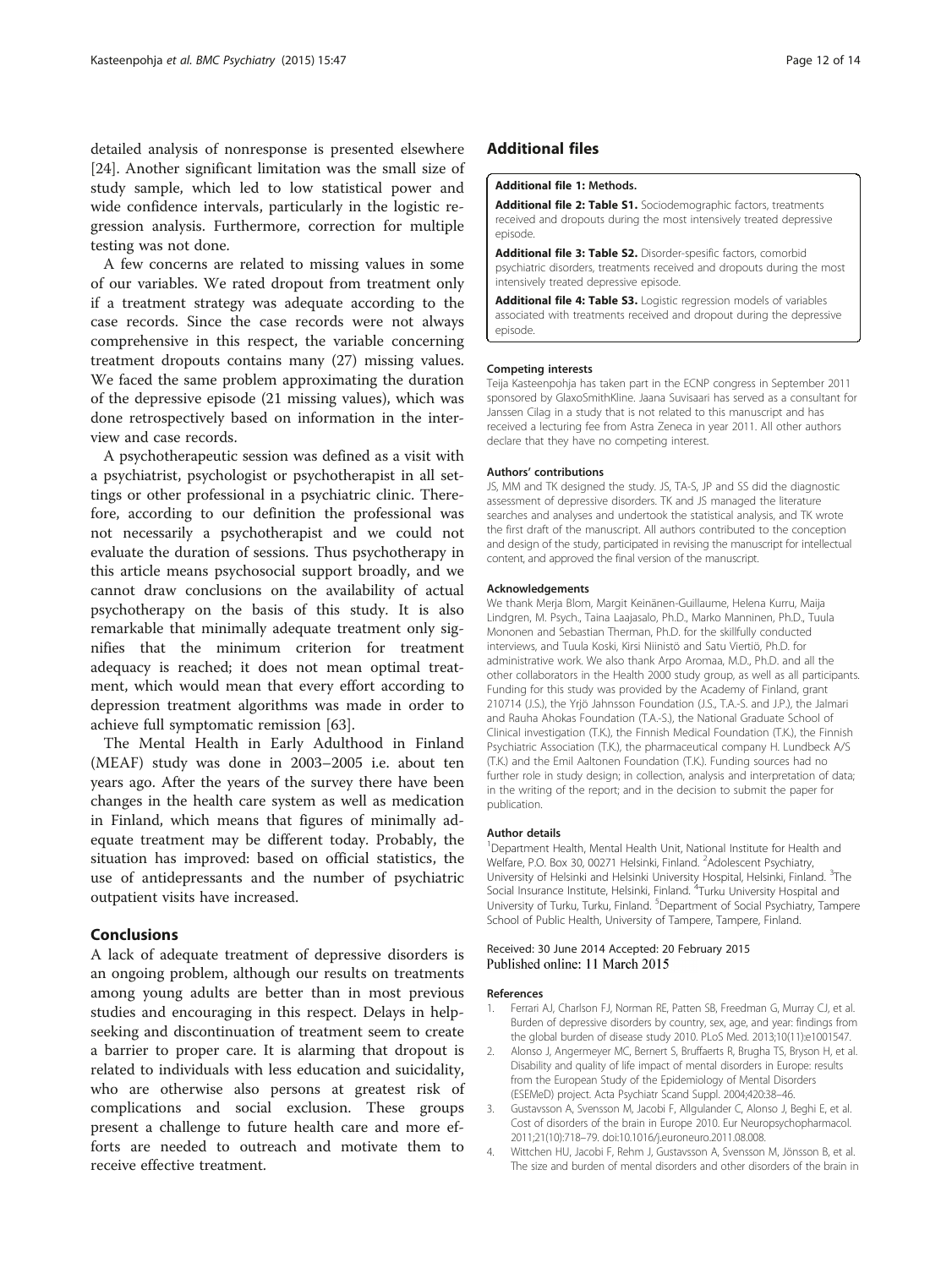detailed analysis of nonresponse is presented elsewhere [24]. Another significant limitation was the small size of study sample, which led to low statistical power and wide confidence intervals, particularly in the logistic regression analysis. Furthermore, correction for multiple testing was not done.

A few concerns are related to missing values in some of our variables. We rated dropout from treatment only if a treatment strategy was adequate according to the case records. Since the case records were not always comprehensive in this respect, the variable concerning treatment dropouts contains many (27) missing values. We faced the same problem approximating the duration of the depressive episode (21 missing values), which was done retrospectively based on information in the interview and case records.

A psychotherapeutic session was defined as a visit with a psychiatrist, psychologist or psychotherapist in all settings or other professional in a psychiatric clinic. Therefore, according to our definition the professional was not necessarily a psychotherapist and we could not evaluate the duration of sessions. Thus psychotherapy in this article means psychosocial support broadly, and we cannot draw conclusions on the availability of actual psychotherapy on the basis of this study. It is also remarkable that minimally adequate treatment only signifies that the minimum criterion for treatment adequacy is reached; it does not mean optimal treatment, which would mean that every effort according to depression treatment algorithms was made in order to achieve full symptomatic remission [63].

The Mental Health in Early Adulthood in Finland (MEAF) study was done in 2003–2005 i.e. about ten years ago. After the years of the survey there have been changes in the health care system as well as medication in Finland, which means that figures of minimally adequate treatment may be different today. Probably, the situation has improved: based on official statistics, the use of antidepressants and the number of psychiatric outpatient visits have increased.

## Conclusions

A lack of adequate treatment of depressive disorders is an ongoing problem, although our results on treatments among young adults are better than in most previous studies and encouraging in this respect. Delays in help-seeking and discontinuation of treatment seem to create a barrier to proper care. It is alarming that dropout is related to individuals with less education and suicidality, who are otherwise also persons at greatest risk of complications and social exclusion. These groups present a challenge to future health care and more efforts are needed to outreach and motivate them to receive effective treatment.

## Additional files

**Additional file 1: Methods.**

**Additional file 2: Table S1.** Sociodemographic factors, treatments received and dropouts during the most intensively treated depressive episode.

**Additional file 3: Table S2.** Disorder-spesific factors, comorbid psychiatric disorders, treatments received and dropouts during the most intensively treated depressive episode.

**Additional file 4: Table S3.** Logistic regression models of variables associated with treatments received and dropout during the depressive episode.

#### Competing interests

Teija Kasteenpohja has taken part in the ECNP congress in September 2011 sponsored by GlaxoSmithKline. Jaana Suvisaari has served as a consultant for Janssen Cilag in a study that is not related to this manuscript and has received a lecturing fee from Astra Zeneca in year 2011. All other authors declare that they have no competing interest.

#### Authors' contributions

JS, MM and TK designed the study. JS, TA-S, JP and SS did the diagnostic assessment of depressive disorders. TK and JS managed the literature searches and analyses and undertook the statistical analysis, and TK wrote the first draft of the manuscript. All authors contributed to the conception and design of the study, participated in revising the manuscript for intellectual content, and approved the final version of the manuscript.

#### Acknowledgements

We thank Merja Blom, Margit Keinänen-Guillaume, Helena Kurru, Maija Lindgren, M. Psych., Taina Laajasalo, Ph.D., Marko Manninen, Ph.D., Tuula Mononen and Sebastian Therman, Ph.D. for the skillfully conducted interviews, and Tuula Koski, Kirsi Niinistö and Satu Viertiö, Ph.D. for administrative work. We also thank Arpo Aromaa, M.D., Ph.D. and all the other collaborators in the Health 2000 study group, as well as all participants. Funding for this study was provided by the Academy of Finland, grant 210714 (J.S.), the Yrjö Jahnsson Foundation (J.S., T.A.-S. and J.P.), the Jalmari and Rauha Ahokas Foundation (T.A.-S.), the National Graduate School of Clinical investigation (T.K.), the Finnish Medical Foundation (T.K.), the Finnish Psychiatric Association (T.K.), the pharmaceutical company H. Lundbeck A/S (T.K.) and the Emil Aaltonen Foundation (T.K.). Funding sources had no further role in study design; in collection, analysis and interpretation of data; in the writing of the report; and in the decision to submit the paper for publication.

#### Author details

[1]Department Health, Mental Health Unit, National Institute for Health and Welfare, P.O. Box 30, 00271 Helsinki, Finland. [2]Adolescent Psychiatry, University of Helsinki and Helsinki University Hospital, Helsinki, Finland. [3]The Social Insurance Institute, Helsinki, Finland. [4]Turku University Hospital and University of Turku, Turku, Finland. [5]Department of Social Psychiatry, Tampere School of Public Health, University of Tampere, Tampere, Finland.

Received: 30 June 2014 Accepted: 20 February 2015
Published online: 11 March 2015

#### References

1. Ferrari AJ, Charlson FJ, Norman RE, Patten SB, Freedman G, Murray CJ, et al. Burden of depressive disorders by country, sex, age, and year: findings from the global burden of disease study 2010. PLoS Med. 2013;10(11):e1001547.
2. Alonso J, Angermeyer MC, Bernert S, Bruffaerts R, Brugha TS, Bryson H, et al. Disability and quality of life impact of mental disorders in Europe: results from the European Study of the Epidemiology of Mental Disorders (ESEMeD) project. Acta Psychiatr Scand Suppl. 2004;420:38–46.
3. Gustavsson A, Svensson M, Jacobi F, Allgulander C, Alonso J, Beghi E, et al. Cost of disorders of the brain in Europe 2010. Eur Neuropsychopharmacol. 2011;21(10):718–79. doi:10.1016/j.euroneuro.2011.08.008.
4. Wittchen HU, Jacobi F, Rehm J, Gustavsson A, Svensson M, Jönsson B, et al. The size and burden of mental disorders and other disorders of the brain in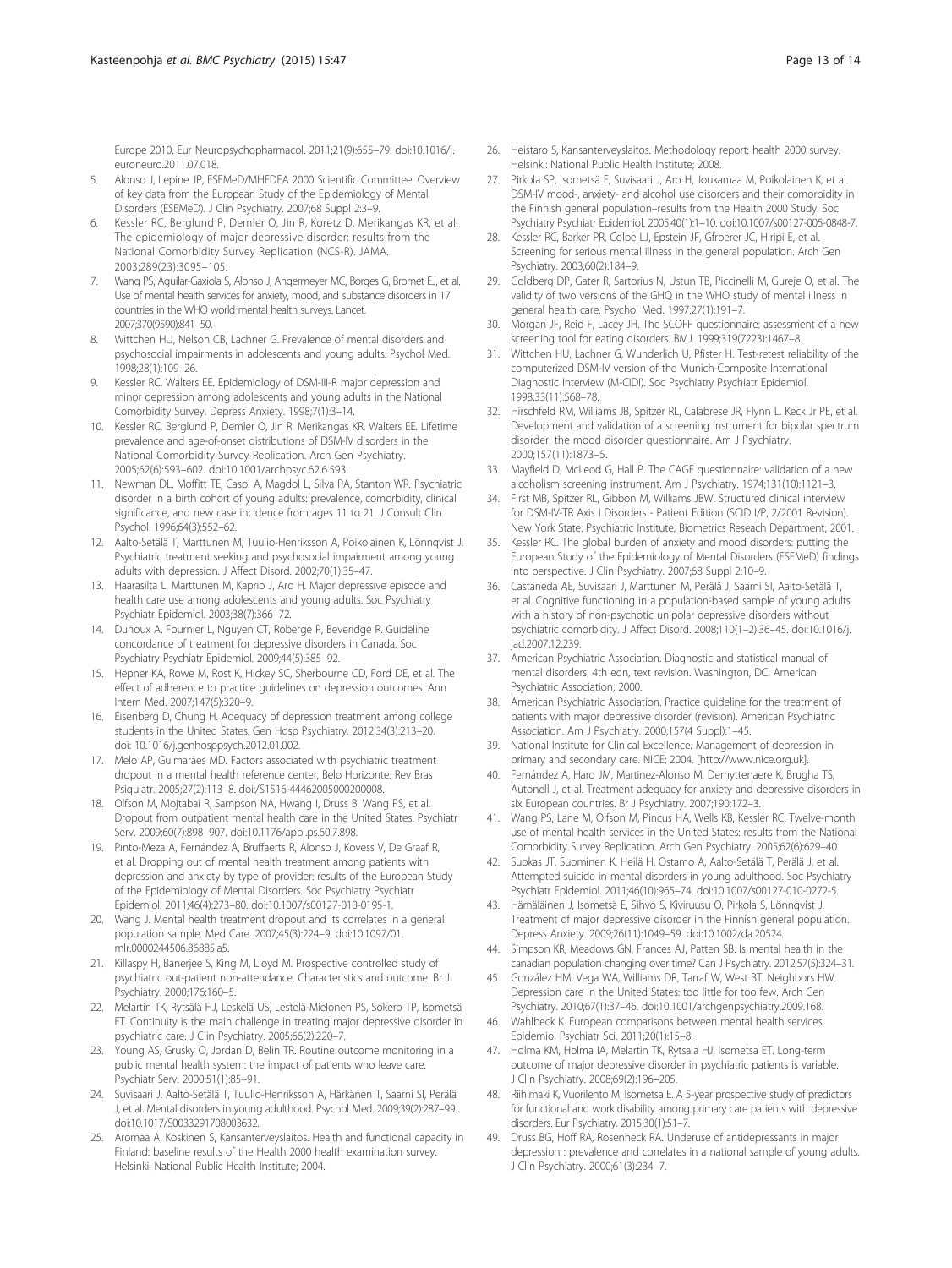Europe 2010. Eur Neuropsychopharmacol. 2011;21(9):655–79. doi:10.1016/j.euroneuro.2011.07.018.

5. Alonso J, Lepine JP, ESEMeD/MHEDEA 2000 Scientific Committee. Overview of key data from the European Study of the Epidemiology of Mental Disorders (ESEMeD). J Clin Psychiatry. 2007;68 Suppl 2:3–9.
6. Kessler RC, Berglund P, Demler O, Jin R, Koretz D, Merikangas KR, et al. The epidemiology of major depressive disorder: results from the National Comorbidity Survey Replication (NCS-R). JAMA. 2003;289(23):3095–105.
7. Wang PS, Aguilar-Gaxiola S, Alonso J, Angermeyer MC, Borges G, Bromet EJ, et al. Use of mental health services for anxiety, mood, and substance disorders in 17 countries in the WHO world mental health surveys. Lancet. 2007;370(9590):841–50.
8. Wittchen HU, Nelson CB, Lachner G. Prevalence of mental disorders and psychosocial impairments in adolescents and young adults. Psychol Med. 1998;28(1):109–26.
9. Kessler RC, Walters EE. Epidemiology of DSM-III-R major depression and minor depression among adolescents and young adults in the National Comorbidity Survey. Depress Anxiety. 1998;7(1):3–14.
10. Kessler RC, Berglund P, Demler O, Jin R, Merikangas KR, Walters EE. Lifetime prevalence and age-of-onset distributions of DSM-IV disorders in the National Comorbidity Survey Replication. Arch Gen Psychiatry. 2005;62(6):593–602. doi:10.1001/archpsyc.62.6.593.
11. Newman DL, Moffitt TE, Caspi A, Magdol L, Silva PA, Stanton WR. Psychiatric disorder in a birth cohort of young adults: prevalence, comorbidity, clinical significance, and new case incidence from ages 11 to 21. J Consult Clin Psychol. 1996;64(3):552–62.
12. Aalto-Setälä T, Marttunen M, Tuulio-Henriksson A, Poikolainen K, Lönnqvist J. Psychiatric treatment seeking and psychosocial impairment among young adults with depression. J Affect Disord. 2002;70(1):35–47.
13. Haarasilta L, Marttunen M, Kaprio J, Aro H. Major depressive episode and health care use among adolescents and young adults. Soc Psychiatry Psychiatr Epidemiol. 2003;38(7):366–72.
14. Duhoux A, Fournier L, Nguyen CT, Roberge P, Beveridge R. Guideline concordance of treatment for depressive disorders in Canada. Soc Psychiatry Psychiatr Epidemiol. 2009;44(5):385–92.
15. Hepner KA, Rowe M, Rost K, Hickey SC, Sherbourne CD, Ford DE, et al. The effect of adherence to practice guidelines on depression outcomes. Ann Intern Med. 2007;147(5):320–9.
16. Eisenberg D, Chung H. Adequacy of depression treatment among college students in the United States. Gen Hosp Psychiatry. 2012;34(3):213–20. doi: 10.1016/j.genhosppsych.2012.01.002.
17. Melo AP, Guimarães MD. Factors associated with psychiatric treatment dropout in a mental health reference center, Belo Horizonte. Rev Bras Psiquiatr. 2005;27(2):113–8. doi:/S1516-44462005000200008.
18. Olfson M, Mojtabai R, Sampson NA, Hwang I, Druss B, Wang PS, et al. Dropout from outpatient mental health care in the United States. Psychiatr Serv. 2009;60(7):898–907. doi:10.1176/appi.ps.60.7.898.
19. Pinto-Meza A, Fernández A, Bruffaerts R, Alonso J, Kovess V, De Graaf R, et al. Dropping out of mental health treatment among patients with depression and anxiety by type of provider: results of the European Study of the Epidemiology of Mental Disorders. Soc Psychiatry Psychiatr Epidemiol. 2011;46(4):273–80. doi:10.1007/s00127-010-0195-1.
20. Wang J. Mental health treatment dropout and its correlates in a general population sample. Med Care. 2007;45(3):224–9. doi:10.1097/01.mlr.0000244506.86885.a5.
21. Killaspy H, Banerjee S, King M, Lloyd M. Prospective controlled study of psychiatric out-patient non-attendance. Characteristics and outcome. Br J Psychiatry. 2000;176:160–5.
22. Melartin TK, Rytsälä HJ, Leskelä US, Lestelä-Mielonen PS, Sokero TP, Isometsä ET. Continuity is the main challenge in treating major depressive disorder in psychiatric care. J Clin Psychiatry. 2005;66(2):220–7.
23. Young AS, Grusky O, Jordan D, Belin TR. Routine outcome monitoring in a public mental health system: the impact of patients who leave care. Psychiatr Serv. 2000;51(1):85–91.
24. Suvisaari J, Aalto-Setälä T, Tuulio-Henriksson A, Härkänen T, Saarni SI, Perälä J, et al. Mental disorders in young adulthood. Psychol Med. 2009;39(2):287–99. doi:10.1017/S0033291708003632.
25. Aromaa A, Koskinen S, Kansanterveyslaitos. Health and functional capacity in Finland: baseline results of the Health 2000 health examination survey. Helsinki: National Public Health Institute; 2004.
26. Heistaro S, Kansanterveyslaitos. Methodology report: health 2000 survey. Helsinki: National Public Health Institute; 2008.
27. Pirkola SP, Isometsä E, Suvisaari J, Aro H, Joukamaa M, Poikolainen K, et al. DSM-IV mood-, anxiety- and alcohol use disorders and their comorbidity in the Finnish general population–results from the Health 2000 Study. Soc Psychiatry Psychiatr Epidemiol. 2005;40(1):1–10. doi:10.1007/s00127-005-0848-7.
28. Kessler RC, Barker PR, Colpe LJ, Epstein JF, Gfroerer JC, Hiripi E, et al. Screening for serious mental illness in the general population. Arch Gen Psychiatry. 2003;60(2):184–9.
29. Goldberg DP, Gater R, Sartorius N, Ustun TB, Piccinelli M, Gureje O, et al. The validity of two versions of the GHQ in the WHO study of mental illness in general health care. Psychol Med. 1997;27(1):191–7.
30. Morgan JF, Reid F, Lacey JH. The SCOFF questionnaire: assessment of a new screening tool for eating disorders. BMJ. 1999;319(7223):1467–8.
31. Wittchen HU, Lachner G, Wunderlich U, Pfister H. Test-retest reliability of the computerized DSM-IV version of the Munich-Composite International Diagnostic Interview (M-CIDI). Soc Psychiatry Psychiatr Epidemiol. 1998;33(11):568–78.
32. Hirschfeld RM, Williams JB, Spitzer RL, Calabrese JR, Flynn L, Keck Jr PE, et al. Development and validation of a screening instrument for bipolar spectrum disorder: the mood disorder questionnaire. Am J Psychiatry. 2000;157(11):1873–5.
33. Mayfield D, McLeod G, Hall P. The CAGE questionnaire: validation of a new alcoholism screening instrument. Am J Psychiatry. 1974;131(10):1121–3.
34. First MB, Spitzer RL, Gibbon M, Williams JBW. Structured clinical interview for DSM-IV-TR Axis I Disorders - Patient Edition (SCID I/P, 2/2001 Revision). New York State: Psychiatric Institute, Biometrics Reseach Department; 2001.
35. Kessler RC. The global burden of anxiety and mood disorders: putting the European Study of the Epidemiology of Mental Disorders (ESEMeD) findings into perspective. J Clin Psychiatry. 2007;68 Suppl 2:10–9.
36. Castaneda AE, Suvisaari J, Marttunen M, Perälä J, Saarni SI, Aalto-Setälä T, et al. Cognitive functioning in a population-based sample of young adults with a history of non-psychotic unipolar depressive disorders without psychiatric comorbidity. J Affect Disord. 2008;110(1–2):36–45. doi:10.1016/j.jad.2007.12.239.
37. American Psychiatric Association. Diagnostic and statistical manual of mental disorders, 4th edn, text revision. Washington, DC: American Psychiatric Association; 2000.
38. American Psychiatric Association. Practice guideline for the treatment of patients with major depressive disorder (revision). American Psychiatric Association. Am J Psychiatry. 2000;157(4 Suppl):1–45.
39. National Institute for Clinical Excellence. Management of depression in primary and secondary care. NICE; 2004. [http://www.nice.org.uk].
40. Fernández A, Haro JM, Martinez-Alonso M, Demyttenaere K, Brugha TS, Autonell J, et al. Treatment adequacy for anxiety and depressive disorders in six European countries. Br J Psychiatry. 2007;190:172–3.
41. Wang PS, Lane M, Olfson M, Pincus HA, Wells KB, Kessler RC. Twelve-month use of mental health services in the United States: results from the National Comorbidity Survey Replication. Arch Gen Psychiatry. 2005;62(6):629–40.
42. Suokas JT, Suominen K, Heilä H, Ostamo A, Aalto-Setälä T, Perälä J, et al. Attempted suicide in mental disorders in young adulthood. Soc Psychiatry Psychiatr Epidemiol. 2011;46(10):965–74. doi:10.1007/s00127-010-0272-5.
43. Hämäläinen J, Isometsä E, Sihvo S, Kiviruusu O, Pirkola S, Lönnqvist J. Treatment of major depressive disorder in the Finnish general population. Depress Anxiety. 2009;26(11):1049–59. doi:10.1002/da.20524.
44. Simpson KR, Meadows GN, Frances AJ, Patten SB. Is mental health in the canadian population changing over time? Can J Psychiatry. 2012;57(5):324–31.
45. González HM, Vega WA, Williams DR, Tarraf W, West BT, Neighbors HW. Depression care in the United States: too little for too few. Arch Gen Psychiatry. 2010;67(1):37–46. doi:10.1001/archgenpsychiatry.2009.168.
46. Wahlbeck K. European comparisons between mental health services. Epidemiol Psychiatr Sci. 2011;20(1):15–8.
47. Holma KM, Holma IA, Melartin TK, Rytsala HJ, Isometsa ET. Long-term outcome of major depressive disorder in psychiatric patients is variable. J Clin Psychiatry. 2008;69(2):196–205.
48. Riihimaki K, Vuorilehto M, Isometsa E. A 5-year prospective study of predictors for functional and work disability among primary care patients with depressive disorders. Eur Psychiatry. 2015;30(1):51–7.
49. Druss BG, Hoff RA, Rosenheck RA. Underuse of antidepressants in major depression : prevalence and correlates in a national sample of young adults. J Clin Psychiatry. 2000;61(3):234–7.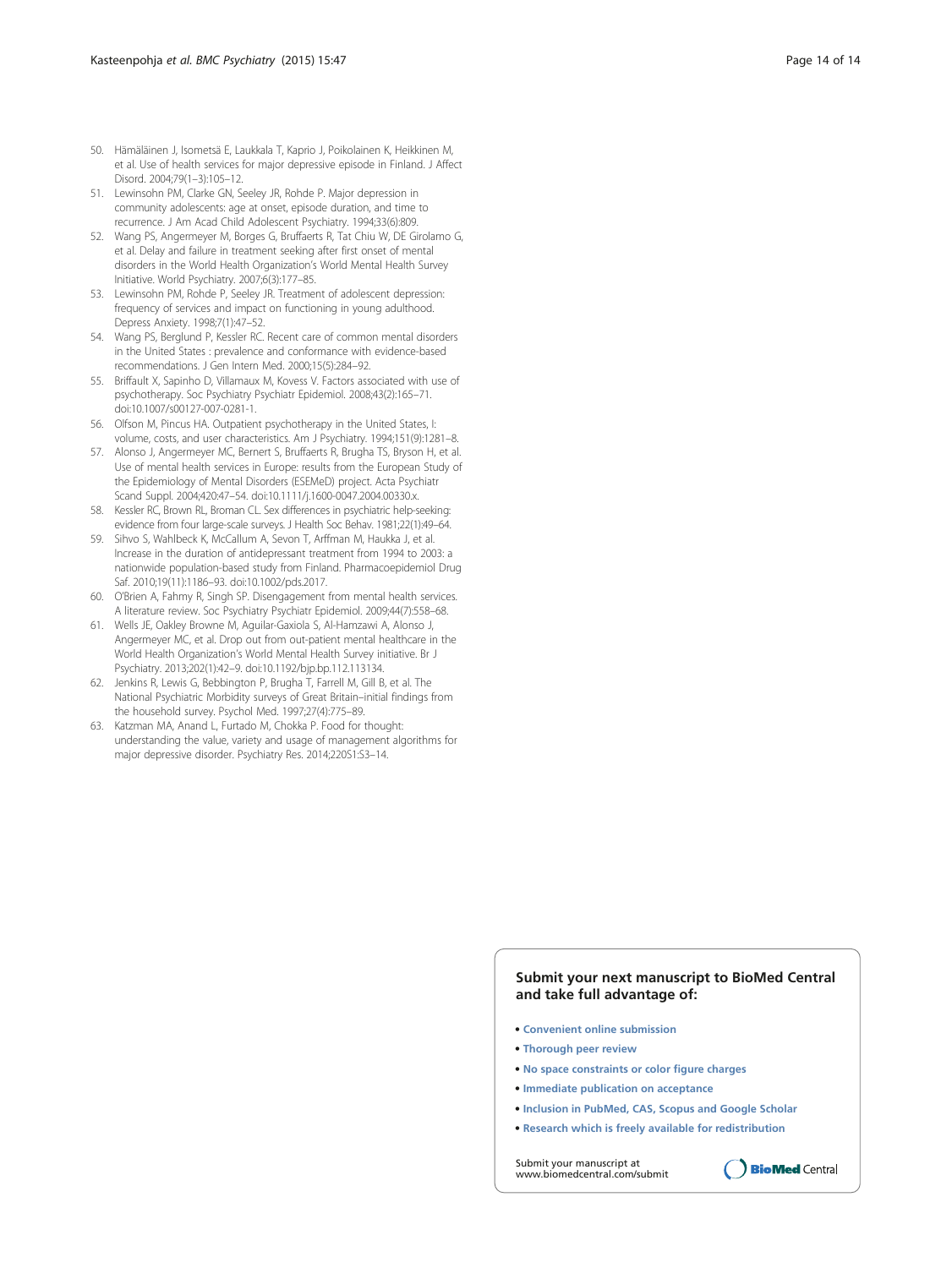50. Hämäläinen J, Isometsä E, Laukkala T, Kaprio J, Poikolainen K, Heikkinen M, et al. Use of health services for major depressive episode in Finland. J Affect Disord. 2004;79(1–3):105–12.
51. Lewinsohn PM, Clarke GN, Seeley JR, Rohde P. Major depression in community adolescents: age at onset, episode duration, and time to recurrence. J Am Acad Child Adolescent Psychiatry. 1994;33(6):809.
52. Wang PS, Angermeyer M, Borges G, Bruffaerts R, Tat Chiu W, DE Girolamo G, et al. Delay and failure in treatment seeking after first onset of mental disorders in the World Health Organization's World Mental Health Survey Initiative. World Psychiatry. 2007;6(3):177–85.
53. Lewinsohn PM, Rohde P, Seeley JR. Treatment of adolescent depression: frequency of services and impact on functioning in young adulthood. Depress Anxiety. 1998;7(1):47–52.
54. Wang PS, Berglund P, Kessler RC. Recent care of common mental disorders in the United States : prevalence and conformance with evidence-based recommendations. J Gen Intern Med. 2000;15(5):284–92.
55. Briffault X, Sapinho D, Villamaux M, Kovess V. Factors associated with use of psychotherapy. Soc Psychiatry Psychiatr Epidemiol. 2008;43(2):165–71. doi:10.1007/s00127-007-0281-1.
56. Olfson M, Pincus HA. Outpatient psychotherapy in the United States, I: volume, costs, and user characteristics. Am J Psychiatry. 1994;151(9):1281–8.
57. Alonso J, Angermeyer MC, Bernert S, Bruffaerts R, Brugha TS, Bryson H, et al. Use of mental health services in Europe: results from the European Study of the Epidemiology of Mental Disorders (ESEMeD) project. Acta Psychiatr Scand Suppl. 2004;420:47–54. doi:10.1111/j.1600-0047.2004.00330.x.
58. Kessler RC, Brown RL, Broman CL. Sex differences in psychiatric help-seeking: evidence from four large-scale surveys. J Health Soc Behav. 1981;22(1):49–64.
59. Sihvo S, Wahlbeck K, McCallum A, Sevon T, Arffman M, Haukka J, et al. Increase in the duration of antidepressant treatment from 1994 to 2003: a nationwide population-based study from Finland. Pharmacoepidemiol Drug Saf. 2010;19(11):1186–93. doi:10.1002/pds.2017.
60. O'Brien A, Fahmy R, Singh SP. Disengagement from mental health services. A literature review. Soc Psychiatry Psychiatr Epidemiol. 2009;44(7):558–68.
61. Wells JE, Oakley Browne M, Aguilar-Gaxiola S, Al-Hamzawi A, Alonso J, Angermeyer MC, et al. Drop out from out-patient mental healthcare in the World Health Organization's World Mental Health Survey initiative. Br J Psychiatry. 2013;202(1):42–9. doi:10.1192/bjp.bp.112.113134.
62. Jenkins R, Lewis G, Bebbington P, Brugha T, Farrell M, Gill B, et al. The National Psychiatric Morbidity surveys of Great Britain–initial findings from the household survey. Psychol Med. 1997;27(4):775–89.
63. Katzman MA, Anand L, Furtado M, Chokka P. Food for thought: understanding the value, variety and usage of management algorithms for major depressive disorder. Psychiatry Res. 2014;220S1:S3–14.

**Submit your next manuscript to BioMed Central and take full advantage of:**

- **Convenient online submission**
- **Thorough peer review**
- **No space constraints or color figure charges**
- **Immediate publication on acceptance**
- **Inclusion in PubMed, CAS, Scopus and Google Scholar**
- **Research which is freely available for redistribution**

Submit your manuscript at
www.biomedcentral.com/submit

BioMed Central